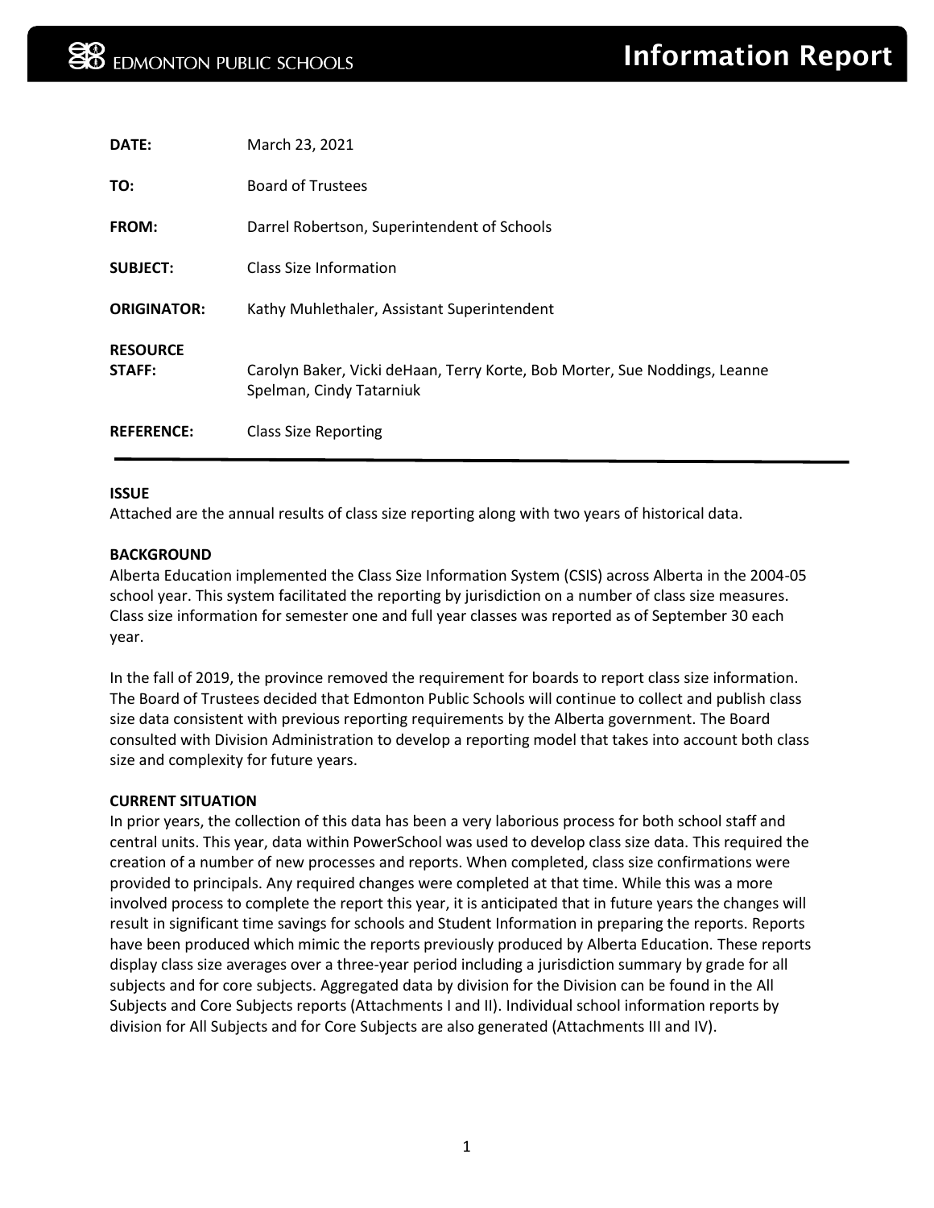EDMONTON PUBLIC SCHOOLS

# Information Report

**DATE:** March 23, 2021

**TO:** Board of Trustees

**FROM:** Darrel Robertson, Superintendent of Schools

**SUBJECT:** Class Size Information

**ORIGINATOR:** Kathy Muhlethaler, Assistant Superintendent

**RESOURCE STAFF:** Carolyn Baker, Vicki deHaan, Terry Korte, Bob Morter, Sue Noddings, Leanne Spelman, Cindy Tatarniuk

**REFERENCE:** Class Size Reporting

---

**ISSUE**

Attached are the annual results of class size reporting along with two years of historical data.

**BACKGROUND**

Alberta Education implemented the Class Size Information System (CSIS) across Alberta in the 2004-05 school year. This system facilitated the reporting by jurisdiction on a number of class size measures. Class size information for semester one and full year classes was reported as of September 30 each year.

In the fall of 2019, the province removed the requirement for boards to report class size information. The Board of Trustees decided that Edmonton Public Schools will continue to collect and publish class size data consistent with previous reporting requirements by the Alberta government. The Board consulted with Division Administration to develop a reporting model that takes into account both class size and complexity for future years.

**CURRENT SITUATION**

In prior years, the collection of this data has been a very laborious process for both school staff and central units. This year, data within PowerSchool was used to develop class size data. This required the creation of a number of new processes and reports. When completed, class size confirmations were provided to principals. Any required changes were completed at that time. While this was a more involved process to complete the report this year, it is anticipated that in future years the changes will result in significant time savings for schools and Student Information in preparing the reports. Reports have been produced which mimic the reports previously produced by Alberta Education. These reports display class size averages over a three-year period including a jurisdiction summary by grade for all subjects and for core subjects. Aggregated data by division for the Division can be found in the All Subjects and Core Subjects reports (Attachments I and II). Individual school information reports by division for All Subjects and for Core Subjects are also generated (Attachments III and IV).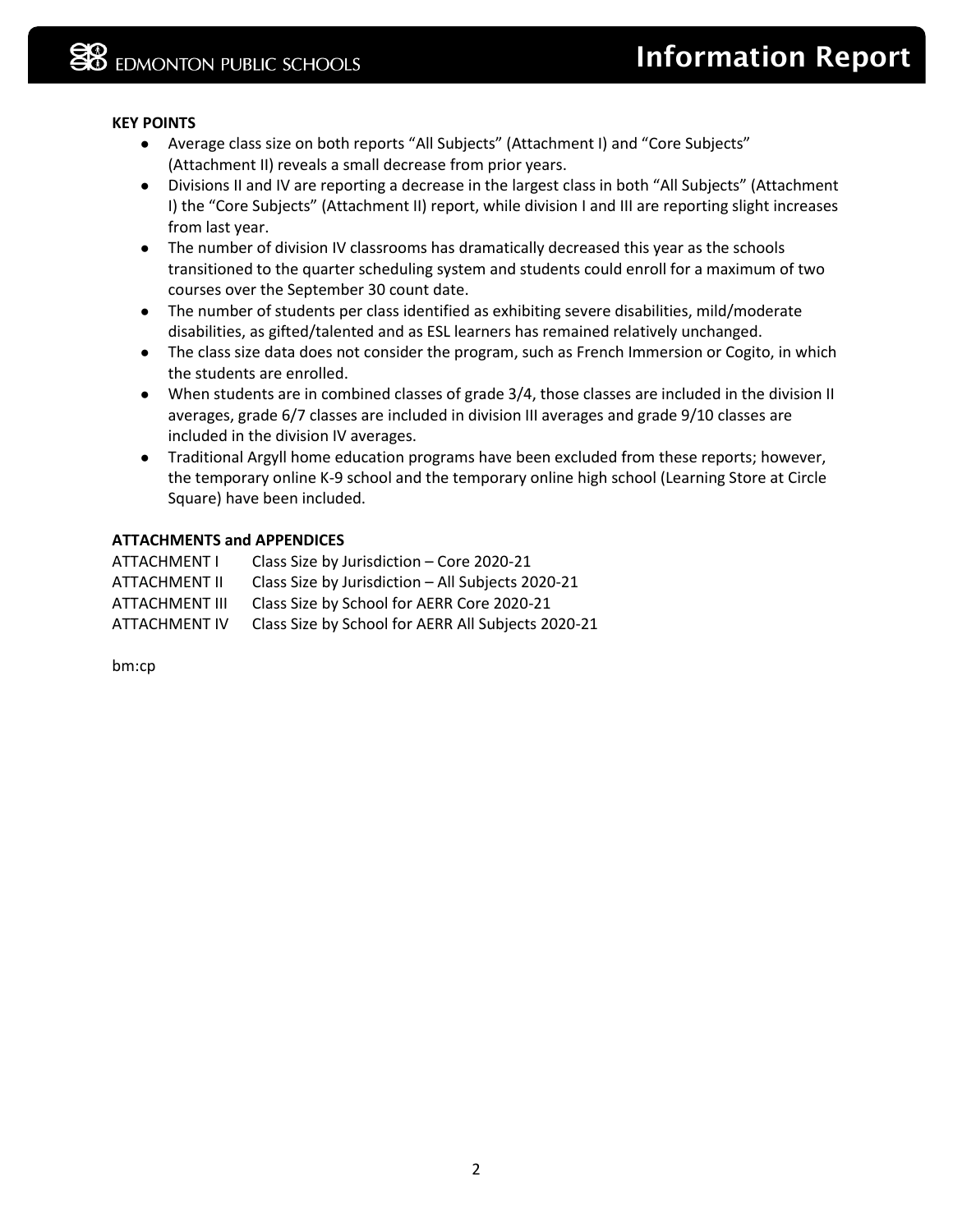**KEY POINTS**

- Average class size on both reports “All Subjects” (Attachment I) and “Core Subjects” (Attachment II) reveals a small decrease from prior years.
- Divisions II and IV are reporting a decrease in the largest class in both “All Subjects” (Attachment I) the “Core Subjects” (Attachment II) report, while division I and III are reporting slight increases from last year.
- The number of division IV classrooms has dramatically decreased this year as the schools transitioned to the quarter scheduling system and students could enroll for a maximum of two courses over the September 30 count date.
- The number of students per class identified as exhibiting severe disabilities, mild/moderate disabilities, as gifted/talented and as ESL learners has remained relatively unchanged.
- The class size data does not consider the program, such as French Immersion or Cogito, in which the students are enrolled.
- When students are in combined classes of grade 3/4, those classes are included in the division II averages, grade 6/7 classes are included in division III averages and grade 9/10 classes are included in the division IV averages.
- Traditional Argyll home education programs have been excluded from these reports; however, the temporary online K-9 school and the temporary online high school (Learning Store at Circle Square) have been included.

**ATTACHMENTS and APPENDICES**

| | |
|---|---|
| ATTACHMENT I | Class Size by Jurisdiction – Core 2020-21 |
| ATTACHMENT II | Class Size by Jurisdiction – All Subjects 2020-21 |
| ATTACHMENT III | Class Size by School for AERR Core 2020-21 |
| ATTACHMENT IV | Class Size by School for AERR All Subjects 2020-21 |

bm:cp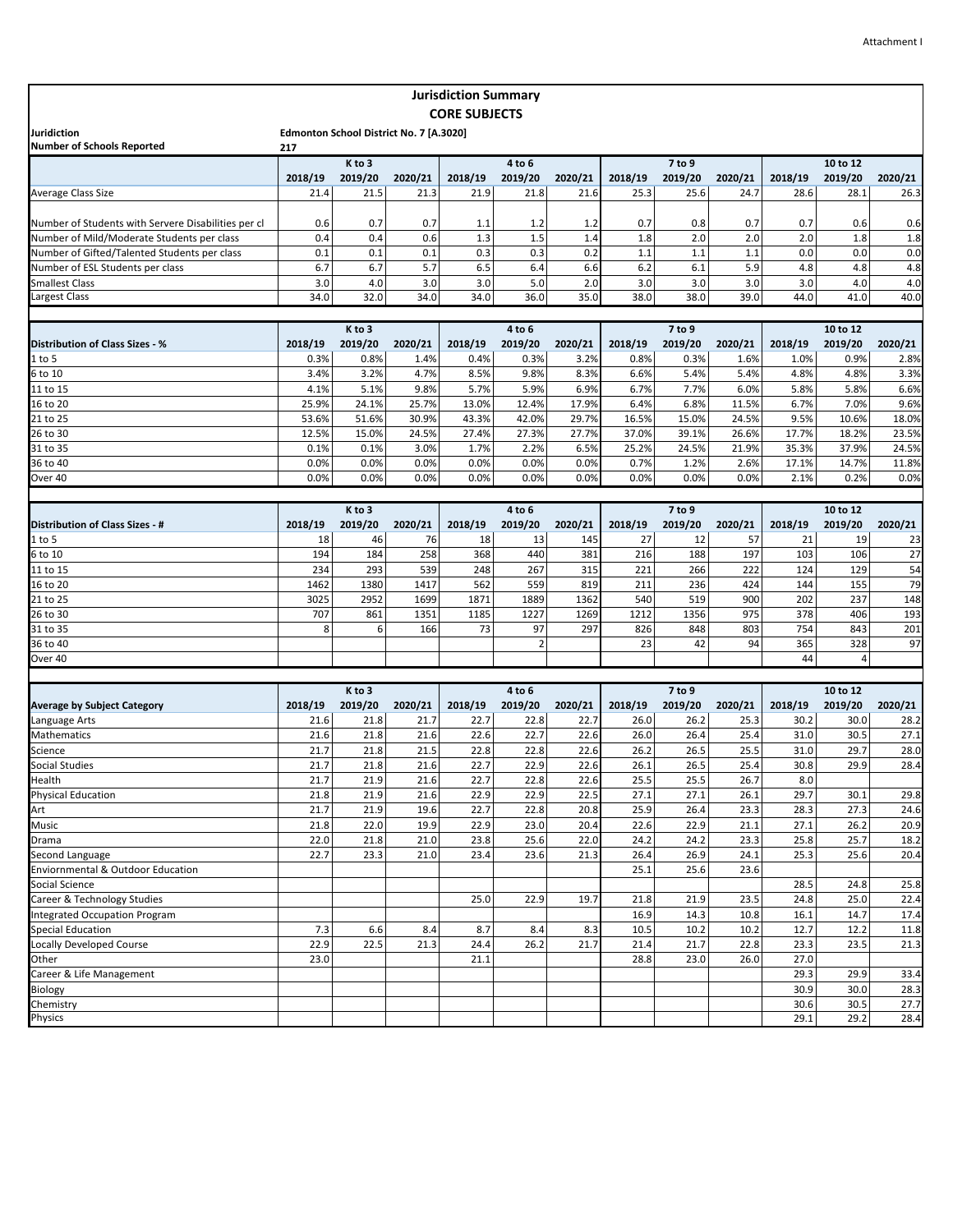Attachment I

# Jurisdiction Summary

## CORE SUBJECTS

**Juridiction** Edmonton School District No. 7 [A.3020]

**Number of Schools Reported** 217

| | K to 3 | | | 4 to 6 | | | 7 to 9 | | | 10 to 12 | | |
|---|---|---|---|---|---|---|---|---|---|---|---|---|
| | 2018/19 | 2019/20 | 2020/21 | 2018/19 | 2019/20 | 2020/21 | 2018/19 | 2019/20 | 2020/21 | 2018/19 | 2019/20 | 2020/21 |
| Average Class Size | 21.4 | 21.5 | 21.3 | 21.9 | 21.8 | 21.6 | 25.3 | 25.6 | 24.7 | 28.6 | 28.1 | 26.3 |
| Number of Students with Servere Disabilities per cl | 0.6 | 0.7 | 0.7 | 1.1 | 1.2 | 1.2 | 0.7 | 0.8 | 0.7 | 0.7 | 0.6 | 0.6 |
| Number of Mild/Moderate Students per class | 0.4 | 0.4 | 0.6 | 1.3 | 1.5 | 1.4 | 1.8 | 2.0 | 2.0 | 2.0 | 1.8 | 1.8 |
| Number of Gifted/Talented Students per class | 0.1 | 0.1 | 0.1 | 0.3 | 0.3 | 0.2 | 1.1 | 1.1 | 1.1 | 0.0 | 0.0 | 0.0 |
| Number of ESL Students per class | 6.7 | 6.7 | 5.7 | 6.5 | 6.4 | 6.6 | 6.2 | 6.1 | 5.9 | 4.8 | 4.8 | 4.8 |
| Smallest Class | 3.0 | 4.0 | 3.0 | 3.0 | 5.0 | 2.0 | 3.0 | 3.0 | 3.0 | 3.0 | 4.0 | 4.0 |
| Largest Class | 34.0 | 32.0 | 34.0 | 34.0 | 36.0 | 35.0 | 38.0 | 38.0 | 39.0 | 44.0 | 41.0 | 40.0 |

| | K to 3 | | | 4 to 6 | | | 7 to 9 | | | 10 to 12 | | |
|---|---|---|---|---|---|---|---|---|---|---|---|---|
| **Distribution of Class Sizes - %** | 2018/19 | 2019/20 | 2020/21 | 2018/19 | 2019/20 | 2020/21 | 2018/19 | 2019/20 | 2020/21 | 2018/19 | 2019/20 | 2020/21 |
| 1 to 5 | 0.3% | 0.8% | 1.4% | 0.4% | 0.3% | 3.2% | 0.8% | 0.3% | 1.6% | 1.0% | 0.9% | 2.8% |
| 6 to 10 | 3.4% | 3.2% | 4.7% | 8.5% | 9.8% | 8.3% | 6.6% | 5.4% | 5.4% | 4.8% | 4.8% | 3.3% |
| 11 to 15 | 4.1% | 5.1% | 9.8% | 5.7% | 5.9% | 6.9% | 6.7% | 7.7% | 6.0% | 5.8% | 5.8% | 6.6% |
| 16 to 20 | 25.9% | 24.1% | 25.7% | 13.0% | 12.4% | 17.9% | 6.4% | 6.8% | 11.5% | 6.7% | 7.0% | 9.6% |
| 21 to 25 | 53.6% | 51.6% | 30.9% | 43.3% | 42.0% | 29.7% | 16.5% | 15.0% | 24.5% | 9.5% | 10.6% | 18.0% |
| 26 to 30 | 12.5% | 15.0% | 24.5% | 27.4% | 27.3% | 27.7% | 37.0% | 39.1% | 26.6% | 17.7% | 18.2% | 23.5% |
| 31 to 35 | 0.1% | 0.1% | 3.0% | 1.7% | 2.2% | 6.5% | 25.2% | 24.5% | 21.9% | 35.3% | 37.9% | 24.5% |
| 36 to 40 | 0.0% | 0.0% | 0.0% | 0.0% | 0.0% | 0.0% | 0.7% | 1.2% | 2.6% | 17.1% | 14.7% | 11.8% |
| Over 40 | 0.0% | 0.0% | 0.0% | 0.0% | 0.0% | 0.0% | 0.0% | 0.0% | 0.0% | 2.1% | 0.2% | 0.0% |

| | K to 3 | | | 4 to 6 | | | 7 to 9 | | | 10 to 12 | | |
|---|---|---|---|---|---|---|---|---|---|---|---|---|
| **Distribution of Class Sizes - #** | 2018/19 | 2019/20 | 2020/21 | 2018/19 | 2019/20 | 2020/21 | 2018/19 | 2019/20 | 2020/21 | 2018/19 | 2019/20 | 2020/21 |
| 1 to 5 | 18 | 46 | 76 | 18 | 13 | 145 | 27 | 12 | 57 | 21 | 19 | 23 |
| 6 to 10 | 194 | 184 | 258 | 368 | 440 | 381 | 216 | 188 | 197 | 103 | 106 | 27 |
| 11 to 15 | 234 | 293 | 539 | 248 | 267 | 315 | 221 | 266 | 222 | 124 | 129 | 54 |
| 16 to 20 | 1462 | 1380 | 1417 | 562 | 559 | 819 | 211 | 236 | 424 | 144 | 155 | 79 |
| 21 to 25 | 3025 | 2952 | 1699 | 1871 | 1889 | 1362 | 540 | 519 | 900 | 202 | 237 | 148 |
| 26 to 30 | 707 | 861 | 1351 | 1185 | 1227 | 1269 | 1212 | 1356 | 975 | 378 | 406 | 193 |
| 31 to 35 | 8 | 6 | 166 | 73 | 97 | 297 | 826 | 848 | 803 | 754 | 843 | 201 |
| 36 to 40 | | | | | 2 | | 23 | 42 | 94 | 365 | 328 | 97 |
| Over 40 | | | | | | | | | | 44 | 4 | |

| | K to 3 | | | 4 to 6 | | | 7 to 9 | | | 10 to 12 | | |
|---|---|---|---|---|---|---|---|---|---|---|---|---|
| **Average by Subject Category** | 2018/19 | 2019/20 | 2020/21 | 2018/19 | 2019/20 | 2020/21 | 2018/19 | 2019/20 | 2020/21 | 2018/19 | 2019/20 | 2020/21 |
| Language Arts | 21.6 | 21.8 | 21.7 | 22.7 | 22.8 | 22.7 | 26.0 | 26.2 | 25.3 | 30.2 | 30.0 | 28.2 |
| Mathematics | 21.6 | 21.8 | 21.6 | 22.6 | 22.7 | 22.6 | 26.0 | 26.4 | 25.4 | 31.0 | 30.5 | 27.1 |
| Science | 21.7 | 21.8 | 21.5 | 22.8 | 22.8 | 22.6 | 26.2 | 26.5 | 25.5 | 31.0 | 29.7 | 28.0 |
| Social Studies | 21.7 | 21.8 | 21.6 | 22.7 | 22.9 | 22.6 | 26.1 | 26.5 | 25.4 | 30.8 | 29.9 | 28.4 |
| Health | 21.7 | 21.9 | 21.6 | 22.7 | 22.8 | 22.6 | 25.5 | 25.5 | 26.7 | 8.0 | | |
| Physical Education | 21.8 | 21.9 | 21.6 | 22.9 | 22.9 | 22.5 | 27.1 | 27.1 | 26.1 | 29.7 | 30.1 | 29.8 |
| Art | 21.7 | 21.9 | 19.6 | 22.7 | 22.8 | 20.8 | 25.9 | 26.4 | 23.3 | 28.3 | 27.3 | 24.6 |
| Music | 21.8 | 22.0 | 19.9 | 22.9 | 23.0 | 20.4 | 22.6 | 22.9 | 21.1 | 27.1 | 26.2 | 20.9 |
| Drama | 22.0 | 21.8 | 21.0 | 23.8 | 25.6 | 22.0 | 24.2 | 24.2 | 23.3 | 25.8 | 25.7 | 18.2 |
| Second Language | 22.7 | 23.3 | 21.0 | 23.4 | 23.6 | 21.3 | 26.4 | 26.9 | 24.1 | 25.3 | 25.6 | 20.4 |
| Enviornmental & Outdoor Education | | | | | | | 25.1 | 25.6 | 23.6 | | | |
| Social Science | | | | | | | | | | 28.5 | 24.8 | 25.8 |
| Career & Technology Studies | | | | 25.0 | 22.9 | 19.7 | 21.8 | 21.9 | 23.5 | 24.8 | 25.0 | 22.4 |
| Integrated Occupation Program | | | | | | | 16.9 | 14.3 | 10.8 | 16.1 | 14.7 | 17.4 |
| Special Education | 7.3 | 6.6 | 8.4 | 8.7 | 8.4 | 8.3 | 10.5 | 10.2 | 10.2 | 12.7 | 12.2 | 11.8 |
| Locally Developed Course | 22.9 | 22.5 | 21.3 | 24.4 | 26.2 | 21.7 | 21.4 | 21.7 | 22.8 | 23.3 | 23.5 | 21.3 |
| Other | 23.0 | | | 21.1 | | | 28.8 | 23.0 | 26.0 | 27.0 | | |
| Career & Life Management | | | | | | | | | | 29.3 | 29.9 | 33.4 |
| Biology | | | | | | | | | | 30.9 | 30.0 | 28.3 |
| Chemistry | | | | | | | | | | 30.6 | 30.5 | 27.7 |
| Physics | | | | | | | | | | 29.1 | 29.2 | 28.4 |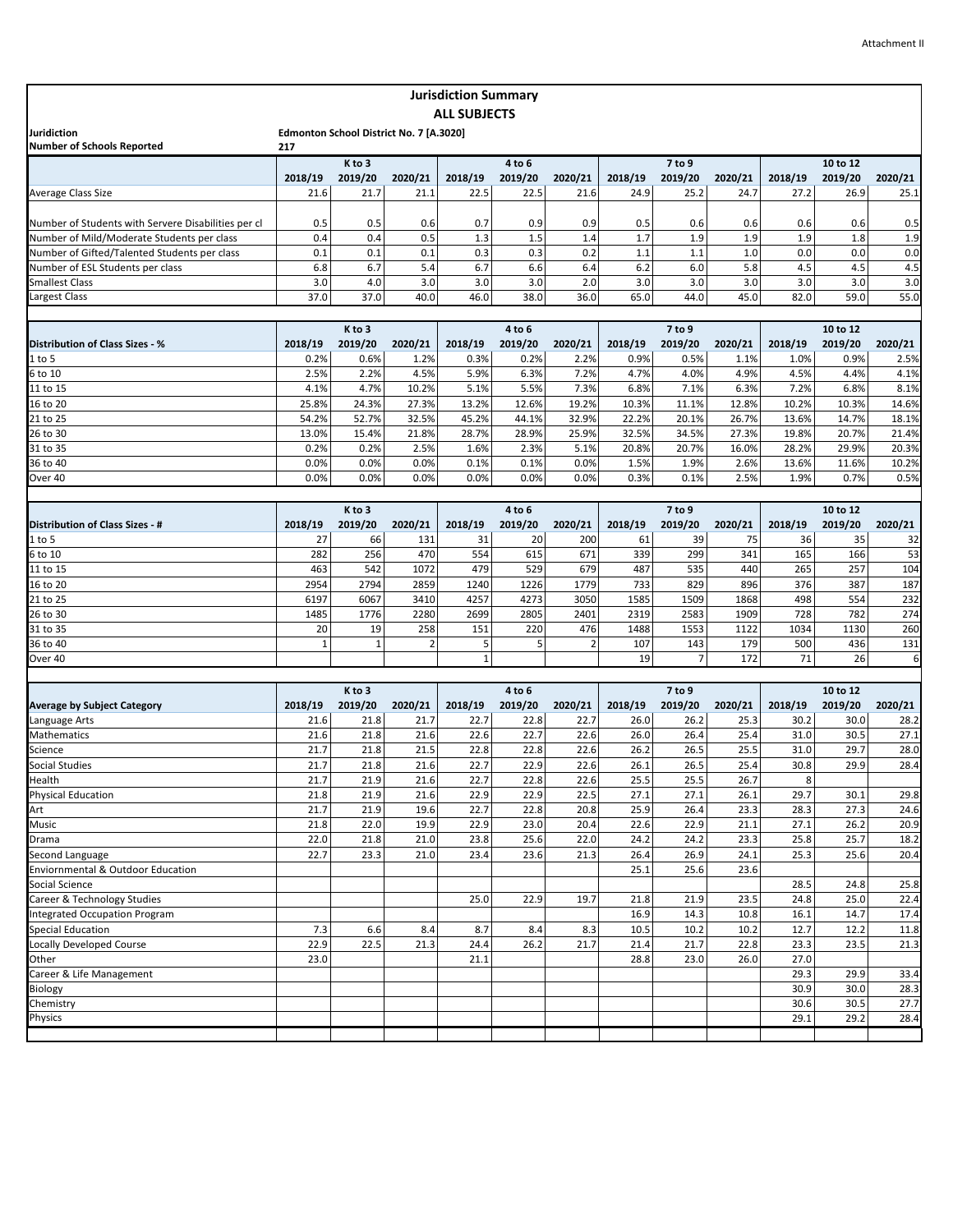Attachment II

## Jurisdiction Summary
### ALL SUBJECTS

**Juridiction** Edmonton School District No. 7 [A.3020]
**Number of Schools Reported** 217

| | K to 3 | | | 4 to 6 | | | 7 to 9 | | | 10 to 12 | | |
|---|---|---|---|---|---|---|---|---|---|---|---|---|
| | 2018/19 | 2019/20 | 2020/21 | 2018/19 | 2019/20 | 2020/21 | 2018/19 | 2019/20 | 2020/21 | 2018/19 | 2019/20 | 2020/21 |
| Average Class Size | 21.6 | 21.7 | 21.1 | 22.5 | 22.5 | 21.6 | 24.9 | 25.2 | 24.7 | 27.2 | 26.9 | 25.1 |
| Number of Students with Servere Disabilities per cl | 0.5 | 0.5 | 0.6 | 0.7 | 0.9 | 0.9 | 0.5 | 0.6 | 0.6 | 0.6 | 0.6 | 0.5 |
| Number of Mild/Moderate Students per class | 0.4 | 0.4 | 0.5 | 1.3 | 1.5 | 1.4 | 1.7 | 1.9 | 1.9 | 1.9 | 1.8 | 1.9 |
| Number of Gifted/Talented Students per class | 0.1 | 0.1 | 0.1 | 0.3 | 0.3 | 0.2 | 1.1 | 1.1 | 1.0 | 0.0 | 0.0 | 0.0 |
| Number of ESL Students per class | 6.8 | 6.7 | 5.4 | 6.7 | 6.6 | 6.4 | 6.2 | 6.0 | 5.8 | 4.5 | 4.5 | 4.5 |
| Smallest Class | 3.0 | 4.0 | 3.0 | 3.0 | 3.0 | 2.0 | 3.0 | 3.0 | 3.0 | 3.0 | 3.0 | 3.0 |
| Largest Class | 37.0 | 37.0 | 40.0 | 46.0 | 38.0 | 36.0 | 65.0 | 44.0 | 45.0 | 82.0 | 59.0 | 55.0 |

| | K to 3 | | | 4 to 6 | | | 7 to 9 | | | 10 to 12 | | |
|---|---|---|---|---|---|---|---|---|---|---|---|---|
| **Distribution of Class Sizes - %** | 2018/19 | 2019/20 | 2020/21 | 2018/19 | 2019/20 | 2020/21 | 2018/19 | 2019/20 | 2020/21 | 2018/19 | 2019/20 | 2020/21 |
| 1 to 5 | 0.2% | 0.6% | 1.2% | 0.3% | 0.2% | 2.2% | 0.9% | 0.5% | 1.1% | 1.0% | 0.9% | 2.5% |
| 6 to 10 | 2.5% | 2.2% | 4.5% | 5.9% | 6.3% | 7.2% | 4.7% | 4.0% | 4.9% | 4.5% | 4.4% | 4.1% |
| 11 to 15 | 4.1% | 4.7% | 10.2% | 5.1% | 5.5% | 7.3% | 6.8% | 7.1% | 6.3% | 7.2% | 6.8% | 8.1% |
| 16 to 20 | 25.8% | 24.3% | 27.3% | 13.2% | 12.6% | 19.2% | 10.3% | 11.1% | 12.8% | 10.2% | 10.3% | 14.6% |
| 21 to 25 | 54.2% | 52.7% | 32.5% | 45.2% | 44.1% | 32.9% | 22.2% | 20.1% | 26.7% | 13.6% | 14.7% | 18.1% |
| 26 to 30 | 13.0% | 15.4% | 21.8% | 28.7% | 28.9% | 25.9% | 32.5% | 34.5% | 27.3% | 19.8% | 20.7% | 21.4% |
| 31 to 35 | 0.2% | 0.2% | 2.5% | 1.6% | 2.3% | 5.1% | 20.8% | 20.7% | 16.0% | 28.2% | 29.9% | 20.3% |
| 36 to 40 | 0.0% | 0.0% | 0.0% | 0.1% | 0.1% | 0.0% | 1.5% | 1.9% | 2.6% | 13.6% | 11.6% | 10.2% |
| Over 40 | 0.0% | 0.0% | 0.0% | 0.0% | 0.0% | 0.0% | 0.3% | 0.1% | 2.5% | 1.9% | 0.7% | 0.5% |

| | K to 3 | | | 4 to 6 | | | 7 to 9 | | | 10 to 12 | | |
|---|---|---|---|---|---|---|---|---|---|---|---|---|
| **Distribution of Class Sizes - #** | 2018/19 | 2019/20 | 2020/21 | 2018/19 | 2019/20 | 2020/21 | 2018/19 | 2019/20 | 2020/21 | 2018/19 | 2019/20 | 2020/21 |
| 1 to 5 | 27 | 66 | 131 | 31 | 20 | 200 | 61 | 39 | 75 | 36 | 35 | 32 |
| 6 to 10 | 282 | 256 | 470 | 554 | 615 | 671 | 339 | 299 | 341 | 165 | 166 | 53 |
| 11 to 15 | 463 | 542 | 1072 | 479 | 529 | 679 | 487 | 535 | 440 | 265 | 257 | 104 |
| 16 to 20 | 2954 | 2794 | 2859 | 1240 | 1226 | 1779 | 733 | 829 | 896 | 376 | 387 | 187 |
| 21 to 25 | 6197 | 6067 | 3410 | 4257 | 4273 | 3050 | 1585 | 1509 | 1868 | 498 | 554 | 232 |
| 26 to 30 | 1485 | 1776 | 2280 | 2699 | 2805 | 2401 | 2319 | 2583 | 1909 | 728 | 782 | 274 |
| 31 to 35 | 20 | 19 | 258 | 151 | 220 | 476 | 1488 | 1553 | 1122 | 1034 | 1130 | 260 |
| 36 to 40 | 1 | 1 | 2 | 5 | 5 | 2 | 107 | 143 | 179 | 500 | 436 | 131 |
| Over 40 | | | | 1 | | | 19 | 7 | 172 | 71 | 26 | 6 |

| | K to 3 | | | 4 to 6 | | | 7 to 9 | | | 10 to 12 | | |
|---|---|---|---|---|---|---|---|---|---|---|---|---|
| **Average by Subject Category** | 2018/19 | 2019/20 | 2020/21 | 2018/19 | 2019/20 | 2020/21 | 2018/19 | 2019/20 | 2020/21 | 2018/19 | 2019/20 | 2020/21 |
| Language Arts | 21.6 | 21.8 | 21.7 | 22.7 | 22.8 | 22.7 | 26.0 | 26.2 | 25.3 | 30.2 | 30.0 | 28.2 |
| Mathematics | 21.6 | 21.8 | 21.6 | 22.6 | 22.7 | 22.6 | 26.0 | 26.4 | 25.4 | 31.0 | 30.5 | 27.1 |
| Science | 21.7 | 21.8 | 21.5 | 22.8 | 22.8 | 22.6 | 26.2 | 26.5 | 25.5 | 31.0 | 29.7 | 28.0 |
| Social Studies | 21.7 | 21.8 | 21.6 | 22.7 | 22.9 | 22.6 | 26.1 | 26.5 | 25.4 | 30.8 | 29.9 | 28.4 |
| Health | 21.7 | 21.9 | 21.6 | 22.7 | 22.8 | 22.6 | 25.5 | 25.5 | 26.7 | 8 | | |
| Physical Education | 21.8 | 21.9 | 21.6 | 22.9 | 22.9 | 22.5 | 27.1 | 27.1 | 26.1 | 29.7 | 30.1 | 29.8 |
| Art | 21.7 | 21.9 | 19.6 | 22.7 | 22.8 | 20.8 | 25.9 | 26.4 | 23.3 | 28.3 | 27.3 | 24.6 |
| Music | 21.8 | 22.0 | 19.9 | 22.9 | 23.0 | 20.4 | 22.6 | 22.9 | 21.1 | 27.1 | 26.2 | 20.9 |
| Drama | 22.0 | 21.8 | 21.0 | 23.8 | 25.6 | 22.0 | 24.2 | 24.2 | 23.3 | 25.8 | 25.7 | 18.2 |
| Second Language | 22.7 | 23.3 | 21.0 | 23.4 | 23.6 | 21.3 | 26.4 | 26.9 | 24.1 | 25.3 | 25.6 | 20.4 |
| Enviornmental & Outdoor Education | | | | | | | 25.1 | 25.6 | 23.6 | | | |
| Social Science | | | | | | | | | | 28.5 | 24.8 | 25.8 |
| Career & Technology Studies | | | | 25.0 | 22.9 | 19.7 | 21.8 | 21.9 | 23.5 | 24.8 | 25.0 | 22.4 |
| Integrated Occupation Program | | | | | | | 16.9 | 14.3 | 10.8 | 16.1 | 14.7 | 17.4 |
| Special Education | 7.3 | 6.6 | 8.4 | 8.7 | 8.4 | 8.3 | 10.5 | 10.2 | 10.2 | 12.7 | 12.2 | 11.8 |
| Locally Developed Course | 22.9 | 22.5 | 21.3 | 24.4 | 26.2 | 21.7 | 21.4 | 21.7 | 22.8 | 23.3 | 23.5 | 21.3 |
| Other | 23.0 | | | 21.1 | | | 28.8 | 23.0 | 26.0 | 27.0 | | |
| Career & Life Management | | | | | | | | | | 29.3 | 29.9 | 33.4 |
| Biology | | | | | | | | | | 30.9 | 30.0 | 28.3 |
| Chemistry | | | | | | | | | | 30.6 | 30.5 | 27.7 |
| Physics | | | | | | | | | | 29.1 | 29.2 | 28.4 |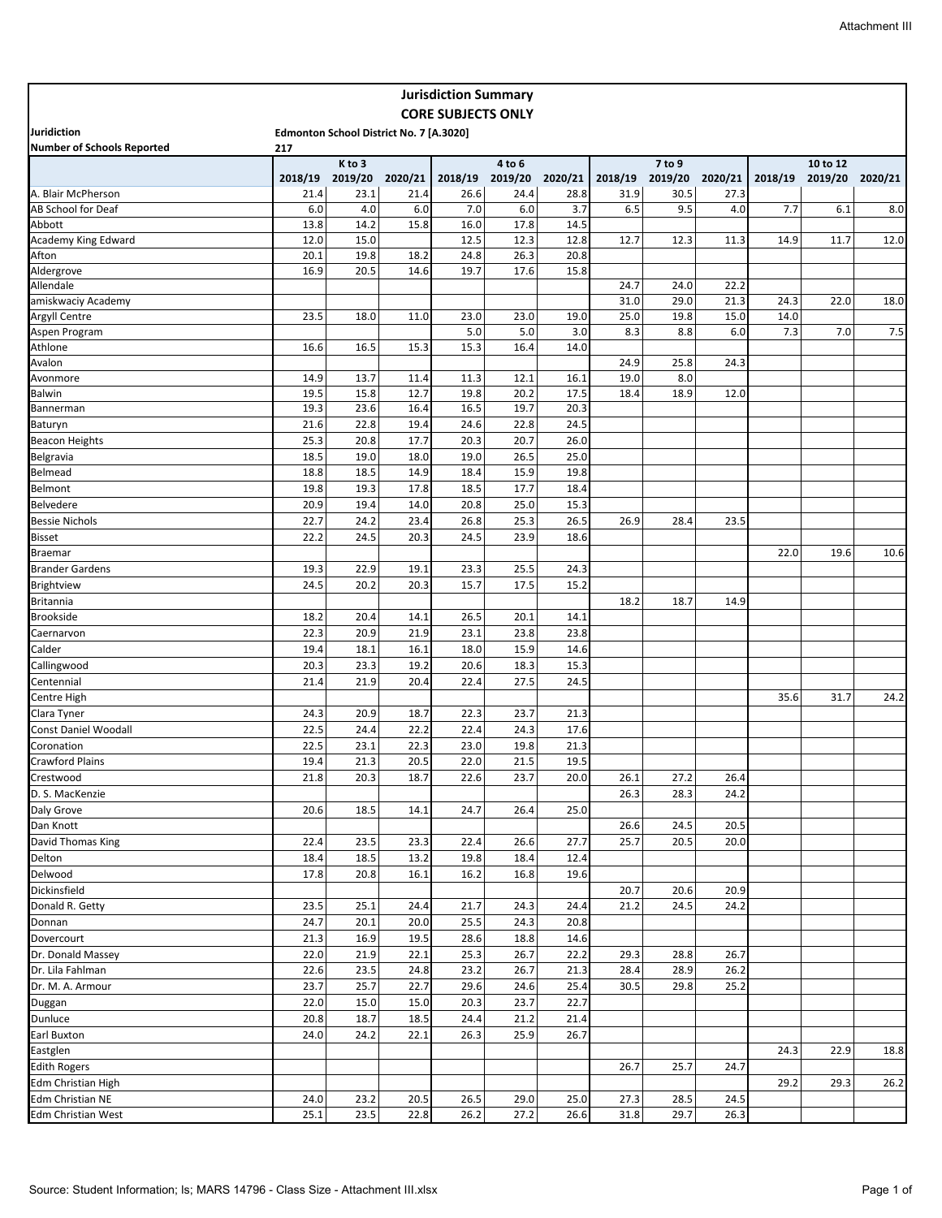Attachment III

## Jurisdiction Summary
## CORE SUBJECTS ONLY

**Juridiction** Edmonton School District No. 7 [A.3020]

**Number of Schools Reported** 217

| | K to 3 | | | 4 to 6 | | | 7 to 9 | | | 10 to 12 | | |
|---|---|---|---|---|---|---|---|---|---|---|---|---|
| | 2018/19 | 2019/20 | 2020/21 | 2018/19 | 2019/20 | 2020/21 | 2018/19 | 2019/20 | 2020/21 | 2018/19 | 2019/20 | 2020/21 |
| A. Blair McPherson | 21.4 | 23.1 | 21.4 | 26.6 | 24.4 | 28.8 | 31.9 | 30.5 | 27.3 | | | |
| AB School for Deaf | 6.0 | 4.0 | 6.0 | 7.0 | 6.0 | 3.7 | 6.5 | 9.5 | 4.0 | 7.7 | 6.1 | 8.0 |
| Abbott | 13.8 | 14.2 | 15.8 | 16.0 | 17.8 | 14.5 | | | | | | |
| Academy King Edward | 12.0 | 15.0 | | 12.5 | 12.3 | 12.8 | 12.7 | 12.3 | 11.3 | 14.9 | 11.7 | 12.0 |
| Afton | 20.1 | 19.8 | 18.2 | 24.8 | 26.3 | 20.8 | | | | | | |
| Aldergrove | 16.9 | 20.5 | 14.6 | 19.7 | 17.6 | 15.8 | | | | | | |
| Allendale | | | | | | | 24.7 | 24.0 | 22.2 | | | |
| amiskwaciy Academy | | | | | | | 31.0 | 29.0 | 21.3 | 24.3 | 22.0 | 18.0 |
| Argyll Centre | 23.5 | 18.0 | 11.0 | 23.0 | 23.0 | 19.0 | 25.0 | 19.8 | 15.0 | 14.0 | | |
| Aspen Program | | | | 5.0 | 5.0 | 3.0 | 8.3 | 8.8 | 6.0 | 7.3 | 7.0 | 7.5 |
| Athlone | 16.6 | 16.5 | 15.3 | 15.3 | 16.4 | 14.0 | | | | | | |
| Avalon | | | | | | | 24.9 | 25.8 | 24.3 | | | |
| Avonmore | 14.9 | 13.7 | 11.4 | 11.3 | 12.1 | 16.1 | 19.0 | 8.0 | | | | |
| Balwin | 19.5 | 15.8 | 12.7 | 19.8 | 20.2 | 17.5 | 18.4 | 18.9 | 12.0 | | | |
| Bannerman | 19.3 | 23.6 | 16.4 | 16.5 | 19.7 | 20.3 | | | | | | |
| Baturyn | 21.6 | 22.8 | 19.4 | 24.6 | 22.8 | 24.5 | | | | | | |
| Beacon Heights | 25.3 | 20.8 | 17.7 | 20.3 | 20.7 | 26.0 | | | | | | |
| Belgravia | 18.5 | 19.0 | 18.0 | 19.0 | 26.5 | 25.0 | | | | | | |
| Belmead | 18.8 | 18.5 | 14.9 | 18.4 | 15.9 | 19.8 | | | | | | |
| Belmont | 19.8 | 19.3 | 17.8 | 18.5 | 17.7 | 18.4 | | | | | | |
| Belvedere | 20.9 | 19.4 | 14.0 | 20.8 | 25.0 | 15.3 | | | | | | |
| Bessie Nichols | 22.7 | 24.2 | 23.4 | 26.8 | 25.3 | 26.5 | 26.9 | 28.4 | 23.5 | | | |
| Bisset | 22.2 | 24.5 | 20.3 | 24.5 | 23.9 | 18.6 | | | | | | |
| Braemar | | | | | | | | | | 22.0 | 19.6 | 10.6 |
| Brander Gardens | 19.3 | 22.9 | 19.1 | 23.3 | 25.5 | 24.3 | | | | | | |
| Brightview | 24.5 | 20.2 | 20.3 | 15.7 | 17.5 | 15.2 | | | | | | |
| Britannia | | | | | | | 18.2 | 18.7 | 14.9 | | | |
| Brookside | 18.2 | 20.4 | 14.1 | 26.5 | 20.1 | 14.1 | | | | | | |
| Caernarvon | 22.3 | 20.9 | 21.9 | 23.1 | 23.8 | 23.8 | | | | | | |
| Calder | 19.4 | 18.1 | 16.1 | 18.0 | 15.9 | 14.6 | | | | | | |
| Callingwood | 20.3 | 23.3 | 19.2 | 20.6 | 18.3 | 15.3 | | | | | | |
| Centennial | 21.4 | 21.9 | 20.4 | 22.4 | 27.5 | 24.5 | | | | | | |
| Centre High | | | | | | | | | | 35.6 | 31.7 | 24.2 |
| Clara Tyner | 24.3 | 20.9 | 18.7 | 22.3 | 23.7 | 21.3 | | | | | | |
| Const Daniel Woodall | 22.5 | 24.4 | 22.2 | 22.4 | 24.3 | 17.6 | | | | | | |
| Coronation | 22.5 | 23.1 | 22.3 | 23.0 | 19.8 | 21.3 | | | | | | |
| Crawford Plains | 19.4 | 21.3 | 20.5 | 22.0 | 21.5 | 19.5 | | | | | | |
| Crestwood | 21.8 | 20.3 | 18.7 | 22.6 | 23.7 | 20.0 | 26.1 | 27.2 | 26.4 | | | |
| D. S. MacKenzie | | | | | | | 26.3 | 28.3 | 24.2 | | | |
| Daly Grove | 20.6 | 18.5 | 14.1 | 24.7 | 26.4 | 25.0 | | | | | | |
| Dan Knott | | | | | | | 26.6 | 24.5 | 20.5 | | | |
| David Thomas King | 22.4 | 23.5 | 23.3 | 22.4 | 26.6 | 27.7 | 25.7 | 20.5 | 20.0 | | | |
| Delton | 18.4 | 18.5 | 13.2 | 19.8 | 18.4 | 12.4 | | | | | | |
| Delwood | 17.8 | 20.8 | 16.1 | 16.2 | 16.8 | 19.6 | | | | | | |
| Dickinsfield | | | | | | | 20.7 | 20.6 | 20.9 | | | |
| Donald R. Getty | 23.5 | 25.1 | 24.4 | 21.7 | 24.3 | 24.4 | 21.2 | 24.5 | 24.2 | | | |
| Donnan | 24.7 | 20.1 | 20.0 | 25.5 | 24.3 | 20.8 | | | | | | |
| Dovercourt | 21.3 | 16.9 | 19.5 | 28.6 | 18.8 | 14.6 | | | | | | |
| Dr. Donald Massey | 22.0 | 21.9 | 22.1 | 25.3 | 26.7 | 22.2 | 29.3 | 28.8 | 26.7 | | | |
| Dr. Lila Fahlman | 22.6 | 23.5 | 24.8 | 23.2 | 26.7 | 21.3 | 28.4 | 28.9 | 26.2 | | | |
| Dr. M. A. Armour | 23.7 | 25.7 | 22.7 | 29.6 | 24.6 | 25.4 | 30.5 | 29.8 | 25.2 | | | |
| Duggan | 22.0 | 15.0 | 15.0 | 20.3 | 23.7 | 22.7 | | | | | | |
| Dunluce | 20.8 | 18.7 | 18.5 | 24.4 | 21.2 | 21.4 | | | | | | |
| Earl Buxton | 24.0 | 24.2 | 22.1 | 26.3 | 25.9 | 26.7 | | | | | | |
| Eastglen | | | | | | | | | | 24.3 | 22.9 | 18.8 |
| Edith Rogers | | | | | | | 26.7 | 25.7 | 24.7 | | | |
| Edm Christian High | | | | | | | | | | 29.2 | 29.3 | 26.2 |
| Edm Christian NE | 24.0 | 23.2 | 20.5 | 26.5 | 29.0 | 25.0 | 27.3 | 28.5 | 24.5 | | | |
| Edm Christian West | 25.1 | 23.5 | 22.8 | 26.2 | 27.2 | 26.6 | 31.8 | 29.7 | 26.3 | | | |

Source: Student Information; ls; MARS 14796 - Class Size - Attachment III.xlsx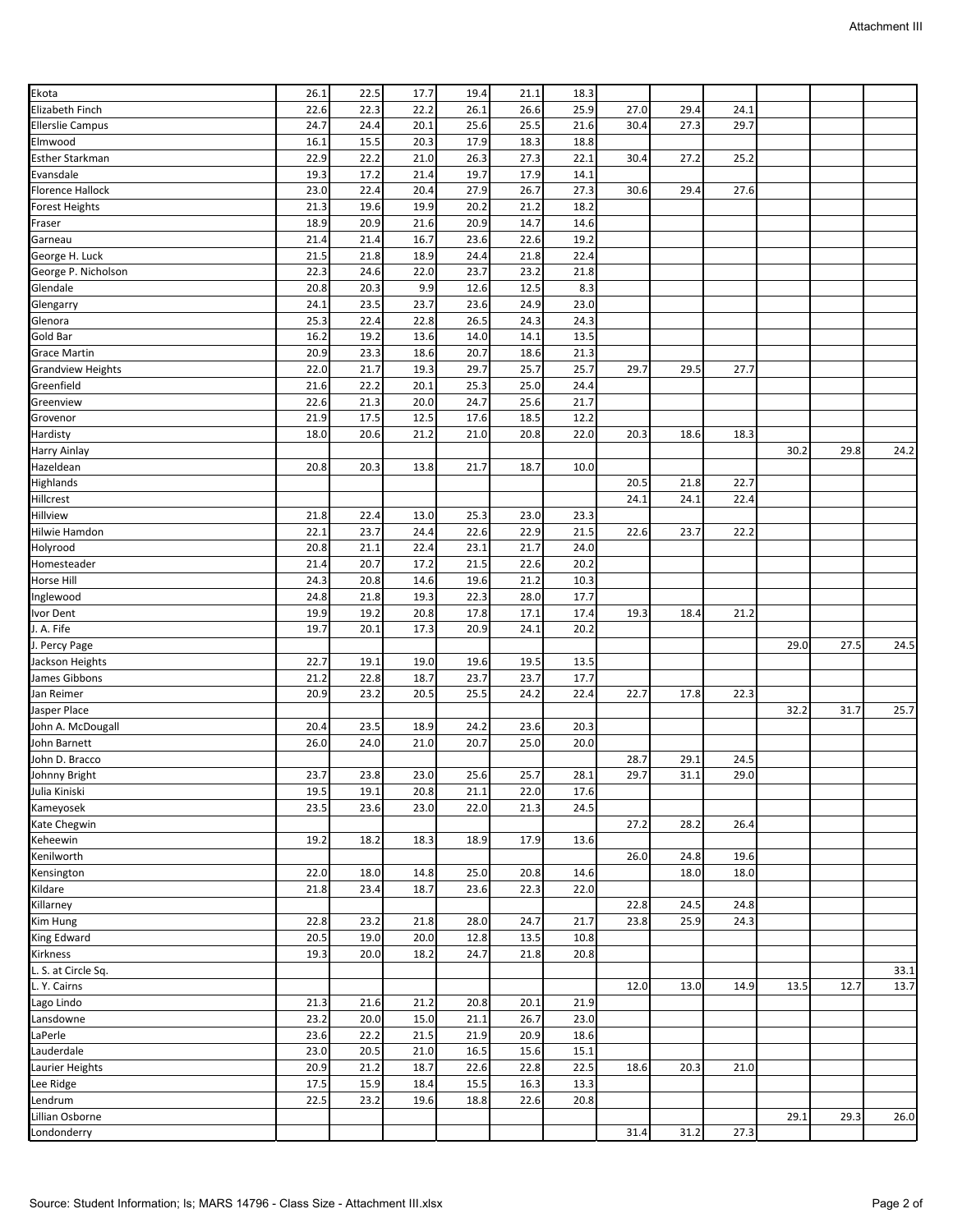Attachment III

| | | | | | | | | | | | | |
|---|---|---|---|---|---|---|---|---|---|---|---|---|
| Ekota | 26.1 | 22.5 | 17.7 | 19.4 | 21.1 | 18.3 | | | | | | |
| Elizabeth Finch | 22.6 | 22.3 | 22.2 | 26.1 | 26.6 | 25.9 | 27.0 | 29.4 | 24.1 | | | |
| Ellerslie Campus | 24.7 | 24.4 | 20.1 | 25.6 | 25.5 | 21.6 | 30.4 | 27.3 | 29.7 | | | |
| Elmwood | 16.1 | 15.5 | 20.3 | 17.9 | 18.3 | 18.8 | | | | | | |
| Esther Starkman | 22.9 | 22.2 | 21.0 | 26.3 | 27.3 | 22.1 | 30.4 | 27.2 | 25.2 | | | |
| Evansdale | 19.3 | 17.2 | 21.4 | 19.7 | 17.9 | 14.1 | | | | | | |
| Florence Hallock | 23.0 | 22.4 | 20.4 | 27.9 | 26.7 | 27.3 | 30.6 | 29.4 | 27.6 | | | |
| Forest Heights | 21.3 | 19.6 | 19.9 | 20.2 | 21.2 | 18.2 | | | | | | |
| Fraser | 18.9 | 20.9 | 21.6 | 20.9 | 14.7 | 14.6 | | | | | | |
| Garneau | 21.4 | 21.4 | 16.7 | 23.6 | 22.6 | 19.2 | | | | | | |
| George H. Luck | 21.5 | 21.8 | 18.9 | 24.4 | 21.8 | 22.4 | | | | | | |
| George P. Nicholson | 22.3 | 24.6 | 22.0 | 23.7 | 23.2 | 21.8 | | | | | | |
| Glendale | 20.8 | 20.3 | 9.9 | 12.6 | 12.5 | 8.3 | | | | | | |
| Glengarry | 24.1 | 23.5 | 23.7 | 23.6 | 24.9 | 23.0 | | | | | | |
| Glenora | 25.3 | 22.4 | 22.8 | 26.5 | 24.3 | 24.3 | | | | | | |
| Gold Bar | 16.2 | 19.2 | 13.6 | 14.0 | 14.1 | 13.5 | | | | | | |
| Grace Martin | 20.9 | 23.3 | 18.6 | 20.7 | 18.6 | 21.3 | | | | | | |
| Grandview Heights | 22.0 | 21.7 | 19.3 | 29.7 | 25.7 | 25.7 | 29.7 | 29.5 | 27.7 | | | |
| Greenfield | 21.6 | 22.2 | 20.1 | 25.3 | 25.0 | 24.4 | | | | | | |
| Greenview | 22.6 | 21.3 | 20.0 | 24.7 | 25.6 | 21.7 | | | | | | |
| Grovenor | 21.9 | 17.5 | 12.5 | 17.6 | 18.5 | 12.2 | | | | | | |
| Hardisty | 18.0 | 20.6 | 21.2 | 21.0 | 20.8 | 22.0 | 20.3 | 18.6 | 18.3 | | | |
| Harry Ainlay | | | | | | | | | | 30.2 | 29.8 | 24.2 |
| Hazeldean | 20.8 | 20.3 | 13.8 | 21.7 | 18.7 | 10.0 | | | | | | |
| Highlands | | | | | | | 20.5 | 21.8 | 22.7 | | | |
| Hillcrest | | | | | | | 24.1 | 24.1 | 22.4 | | | |
| Hillview | 21.8 | 22.4 | 13.0 | 25.3 | 23.0 | 23.3 | | | | | | |
| Hilwie Hamdon | 22.1 | 23.7 | 24.4 | 22.6 | 22.9 | 21.5 | 22.6 | 23.7 | 22.2 | | | |
| Holyrood | 20.8 | 21.1 | 22.4 | 23.1 | 21.7 | 24.0 | | | | | | |
| Homesteader | 21.4 | 20.7 | 17.2 | 21.5 | 22.6 | 20.2 | | | | | | |
| Horse Hill | 24.3 | 20.8 | 14.6 | 19.6 | 21.2 | 10.3 | | | | | | |
| Inglewood | 24.8 | 21.8 | 19.3 | 22.3 | 28.0 | 17.7 | | | | | | |
| Ivor Dent | 19.9 | 19.2 | 20.8 | 17.8 | 17.1 | 17.4 | 19.3 | 18.4 | 21.2 | | | |
| J. A. Fife | 19.7 | 20.1 | 17.3 | 20.9 | 24.1 | 20.2 | | | | | | |
| J. Percy Page | | | | | | | | | | 29.0 | 27.5 | 24.5 |
| Jackson Heights | 22.7 | 19.1 | 19.0 | 19.6 | 19.5 | 13.5 | | | | | | |
| James Gibbons | 21.2 | 22.8 | 18.7 | 23.7 | 23.7 | 17.7 | | | | | | |
| Jan Reimer | 20.9 | 23.2 | 20.5 | 25.5 | 24.2 | 22.4 | 22.7 | 17.8 | 22.3 | | | |
| Jasper Place | | | | | | | | | | 32.2 | 31.7 | 25.7 |
| John A. McDougall | 20.4 | 23.5 | 18.9 | 24.2 | 23.6 | 20.3 | | | | | | |
| John Barnett | 26.0 | 24.0 | 21.0 | 20.7 | 25.0 | 20.0 | | | | | | |
| John D. Bracco | | | | | | | 28.7 | 29.1 | 24.5 | | | |
| Johnny Bright | 23.7 | 23.8 | 23.0 | 25.6 | 25.7 | 28.1 | 29.7 | 31.1 | 29.0 | | | |
| Julia Kiniski | 19.5 | 19.1 | 20.8 | 21.1 | 22.0 | 17.6 | | | | | | |
| Kameyosek | 23.5 | 23.6 | 23.0 | 22.0 | 21.3 | 24.5 | | | | | | |
| Kate Chegwin | | | | | | | 27.2 | 28.2 | 26.4 | | | |
| Keheewin | 19.2 | 18.2 | 18.3 | 18.9 | 17.9 | 13.6 | | | | | | |
| Kenilworth | | | | | | | 26.0 | 24.8 | 19.6 | | | |
| Kensington | 22.0 | 18.0 | 14.8 | 25.0 | 20.8 | 14.6 | | 18.0 | 18.0 | | | |
| Kildare | 21.8 | 23.4 | 18.7 | 23.6 | 22.3 | 22.0 | | | | | | |
| Killarney | | | | | | | 22.8 | 24.5 | 24.8 | | | |
| Kim Hung | 22.8 | 23.2 | 21.8 | 28.0 | 24.7 | 21.7 | 23.8 | 25.9 | 24.3 | | | |
| King Edward | 20.5 | 19.0 | 20.0 | 12.8 | 13.5 | 10.8 | | | | | | |
| Kirkness | 19.3 | 20.0 | 18.2 | 24.7 | 21.8 | 20.8 | | | | | | |
| L. S. at Circle Sq. | | | | | | | | | | | | 33.1 |
| L. Y. Cairns | | | | | | | 12.0 | 13.0 | 14.9 | 13.5 | 12.7 | 13.7 |
| Lago Lindo | 21.3 | 21.6 | 21.2 | 20.8 | 20.1 | 21.9 | | | | | | |
| Lansdowne | 23.2 | 20.0 | 15.0 | 21.1 | 26.7 | 23.0 | | | | | | |
| LaPerle | 23.6 | 22.2 | 21.5 | 21.9 | 20.9 | 18.6 | | | | | | |
| Lauderdale | 23.0 | 20.5 | 21.0 | 16.5 | 15.6 | 15.1 | | | | | | |
| Laurier Heights | 20.9 | 21.2 | 18.7 | 22.6 | 22.8 | 22.5 | 18.6 | 20.3 | 21.0 | | | |
| Lee Ridge | 17.5 | 15.9 | 18.4 | 15.5 | 16.3 | 13.3 | | | | | | |
| Lendrum | 22.5 | 23.2 | 19.6 | 18.8 | 22.6 | 20.8 | | | | | | |
| Lillian Osborne | | | | | | | | | | 29.1 | 29.3 | 26.0 |
| Londonderry | | | | | | | 31.4 | 31.2 | 27.3 | | | |

Source: Student Information; ls; MARS 14796 - Class Size - Attachment III.xlsx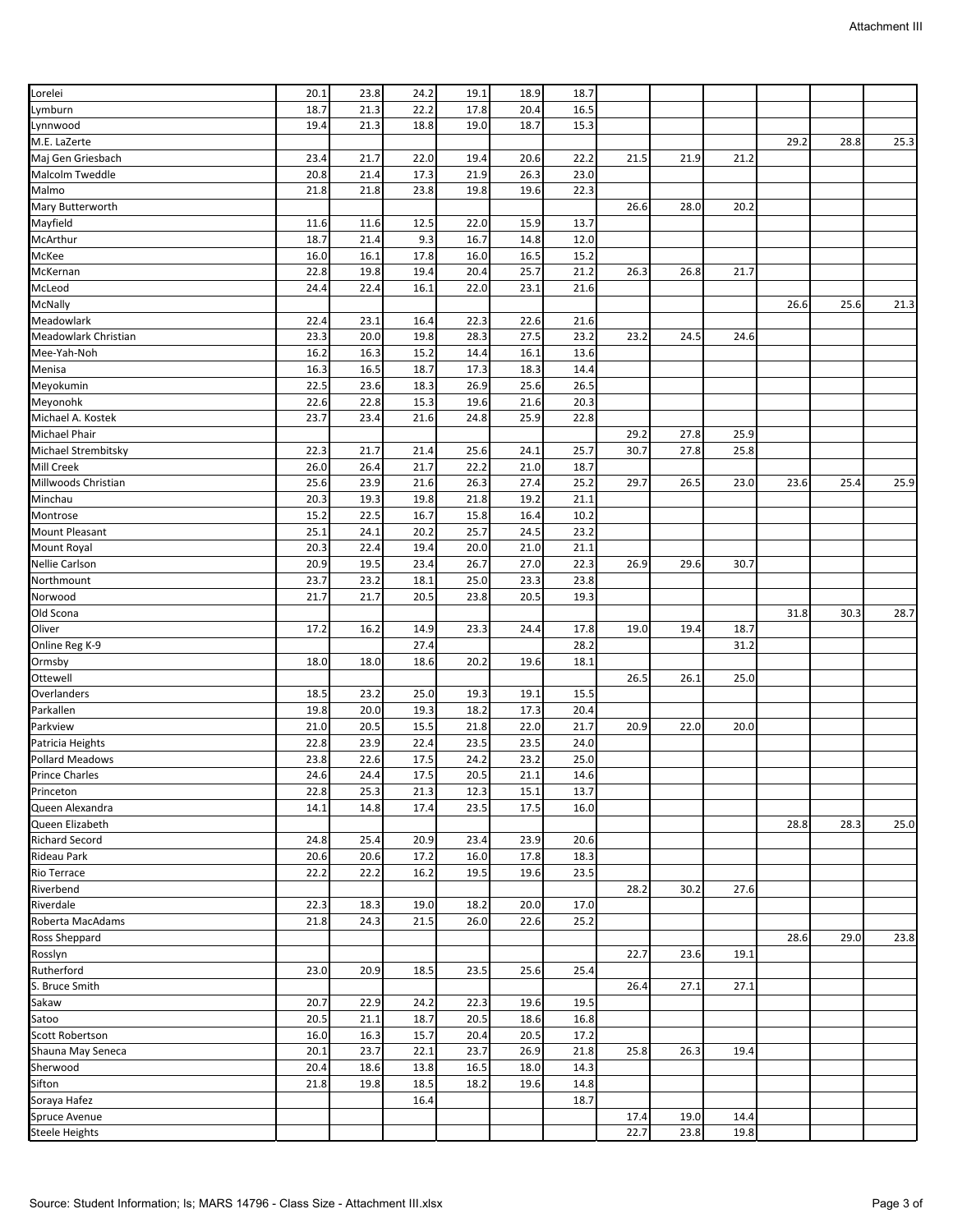| | | | | | | | | | | | | |
|---|---|---|---|---|---|---|---|---|---|---|---|---|
| Lorelei | 20.1 | 23.8 | 24.2 | 19.1 | 18.9 | 18.7 | | | | | | |
| Lymburn | 18.7 | 21.3 | 22.2 | 17.8 | 20.4 | 16.5 | | | | | | |
| Lynnwood | 19.4 | 21.3 | 18.8 | 19.0 | 18.7 | 15.3 | | | | | | |
| M.E. LaZerte | | | | | | | | | | 29.2 | 28.8 | 25.3 |
| Maj Gen Griesbach | 23.4 | 21.7 | 22.0 | 19.4 | 20.6 | 22.2 | 21.5 | 21.9 | 21.2 | | | |
| Malcolm Tweddle | 20.8 | 21.4 | 17.3 | 21.9 | 26.3 | 23.0 | | | | | | |
| Malmo | 21.8 | 21.8 | 23.8 | 19.8 | 19.6 | 22.3 | | | | | | |
| Mary Butterworth | | | | | | | 26.6 | 28.0 | 20.2 | | | |
| Mayfield | 11.6 | 11.6 | 12.5 | 22.0 | 15.9 | 13.7 | | | | | | |
| McArthur | 18.7 | 21.4 | 9.3 | 16.7 | 14.8 | 12.0 | | | | | | |
| McKee | 16.0 | 16.1 | 17.8 | 16.0 | 16.5 | 15.2 | | | | | | |
| McKernan | 22.8 | 19.8 | 19.4 | 20.4 | 25.7 | 21.2 | 26.3 | 26.8 | 21.7 | | | |
| McLeod | 24.4 | 22.4 | 16.1 | 22.0 | 23.1 | 21.6 | | | | | | |
| McNally | | | | | | | | | | 26.6 | 25.6 | 21.3 |
| Meadowlark | 22.4 | 23.1 | 16.4 | 22.3 | 22.6 | 21.6 | | | | | | |
| Meadowlark Christian | 23.3 | 20.0 | 19.8 | 28.3 | 27.5 | 23.2 | 23.2 | 24.5 | 24.6 | | | |
| Mee-Yah-Noh | 16.2 | 16.3 | 15.2 | 14.4 | 16.1 | 13.6 | | | | | | |
| Menisa | 16.3 | 16.5 | 18.7 | 17.3 | 18.3 | 14.4 | | | | | | |
| Meyokumin | 22.5 | 23.6 | 18.3 | 26.9 | 25.6 | 26.5 | | | | | | |
| Meyonohk | 22.6 | 22.8 | 15.3 | 19.6 | 21.6 | 20.3 | | | | | | |
| Michael A. Kostek | 23.7 | 23.4 | 21.6 | 24.8 | 25.9 | 22.8 | | | | | | |
| Michael Phair | | | | | | | 29.2 | 27.8 | 25.9 | | | |
| Michael Strembitsky | 22.3 | 21.7 | 21.4 | 25.6 | 24.1 | 25.7 | 30.7 | 27.8 | 25.8 | | | |
| Mill Creek | 26.0 | 26.4 | 21.7 | 22.2 | 21.0 | 18.7 | | | | | | |
| Millwoods Christian | 25.6 | 23.9 | 21.6 | 26.3 | 27.4 | 25.2 | 29.7 | 26.5 | 23.0 | 23.6 | 25.4 | 25.9 |
| Minchau | 20.3 | 19.3 | 19.8 | 21.8 | 19.2 | 21.1 | | | | | | |
| Montrose | 15.2 | 22.5 | 16.7 | 15.8 | 16.4 | 10.2 | | | | | | |
| Mount Pleasant | 25.1 | 24.1 | 20.2 | 25.7 | 24.5 | 23.2 | | | | | | |
| Mount Royal | 20.3 | 22.4 | 19.4 | 20.0 | 21.0 | 21.1 | | | | | | |
| Nellie Carlson | 20.9 | 19.5 | 23.4 | 26.7 | 27.0 | 22.3 | 26.9 | 29.6 | 30.7 | | | |
| Northmount | 23.7 | 23.2 | 18.1 | 25.0 | 23.3 | 23.8 | | | | | | |
| Norwood | 21.7 | 21.7 | 20.5 | 23.8 | 20.5 | 19.3 | | | | | | |
| Old Scona | | | | | | | | | | 31.8 | 30.3 | 28.7 |
| Oliver | 17.2 | 16.2 | 14.9 | 23.3 | 24.4 | 17.8 | 19.0 | 19.4 | 18.7 | | | |
| Online Reg K-9 | | | 27.4 | | | 28.2 | | | 31.2 | | | |
| Ormsby | 18.0 | 18.0 | 18.6 | 20.2 | 19.6 | 18.1 | | | | | | |
| Ottewell | | | | | | | 26.5 | 26.1 | 25.0 | | | |
| Overlanders | 18.5 | 23.2 | 25.0 | 19.3 | 19.1 | 15.5 | | | | | | |
| Parkallen | 19.8 | 20.0 | 19.3 | 18.2 | 17.3 | 20.4 | | | | | | |
| Parkview | 21.0 | 20.5 | 15.5 | 21.8 | 22.0 | 21.7 | 20.9 | 22.0 | 20.0 | | | |
| Patricia Heights | 22.8 | 23.9 | 22.4 | 23.5 | 23.5 | 24.0 | | | | | | |
| Pollard Meadows | 23.8 | 22.6 | 17.5 | 24.2 | 23.2 | 25.0 | | | | | | |
| Prince Charles | 24.6 | 24.4 | 17.5 | 20.5 | 21.1 | 14.6 | | | | | | |
| Princeton | 22.8 | 25.3 | 21.3 | 12.3 | 15.1 | 13.7 | | | | | | |
| Queen Alexandra | 14.1 | 14.8 | 17.4 | 23.5 | 17.5 | 16.0 | | | | | | |
| Queen Elizabeth | | | | | | | | | | 28.8 | 28.3 | 25.0 |
| Richard Secord | 24.8 | 25.4 | 20.9 | 23.4 | 23.9 | 20.6 | | | | | | |
| Rideau Park | 20.6 | 20.6 | 17.2 | 16.0 | 17.8 | 18.3 | | | | | | |
| Rio Terrace | 22.2 | 22.2 | 16.2 | 19.5 | 19.6 | 23.5 | | | | | | |
| Riverbend | | | | | | | 28.2 | 30.2 | 27.6 | | | |
| Riverdale | 22.3 | 18.3 | 19.0 | 18.2 | 20.0 | 17.0 | | | | | | |
| Roberta MacAdams | 21.8 | 24.3 | 21.5 | 26.0 | 22.6 | 25.2 | | | | | | |
| Ross Sheppard | | | | | | | | | | 28.6 | 29.0 | 23.8 |
| Rosslyn | | | | | | | 22.7 | 23.6 | 19.1 | | | |
| Rutherford | 23.0 | 20.9 | 18.5 | 23.5 | 25.6 | 25.4 | | | | | | |
| S. Bruce Smith | | | | | | | 26.4 | 27.1 | 27.1 | | | |
| Sakaw | 20.7 | 22.9 | 24.2 | 22.3 | 19.6 | 19.5 | | | | | | |
| Satoo | 20.5 | 21.1 | 18.7 | 20.5 | 18.6 | 16.8 | | | | | | |
| Scott Robertson | 16.0 | 16.3 | 15.7 | 20.4 | 20.5 | 17.2 | | | | | | |
| Shauna May Seneca | 20.1 | 23.7 | 22.1 | 23.7 | 26.9 | 21.8 | 25.8 | 26.3 | 19.4 | | | |
| Sherwood | 20.4 | 18.6 | 13.8 | 16.5 | 18.0 | 14.3 | | | | | | |
| Sifton | 21.8 | 19.8 | 18.5 | 18.2 | 19.6 | 14.8 | | | | | | |
| Soraya Hafez | | | 16.4 | | | 18.7 | | | | | | |
| Spruce Avenue | | | | | | | 17.4 | 19.0 | 14.4 | | | |
| Steele Heights | | | | | | | 22.7 | 23.8 | 19.8 | | | |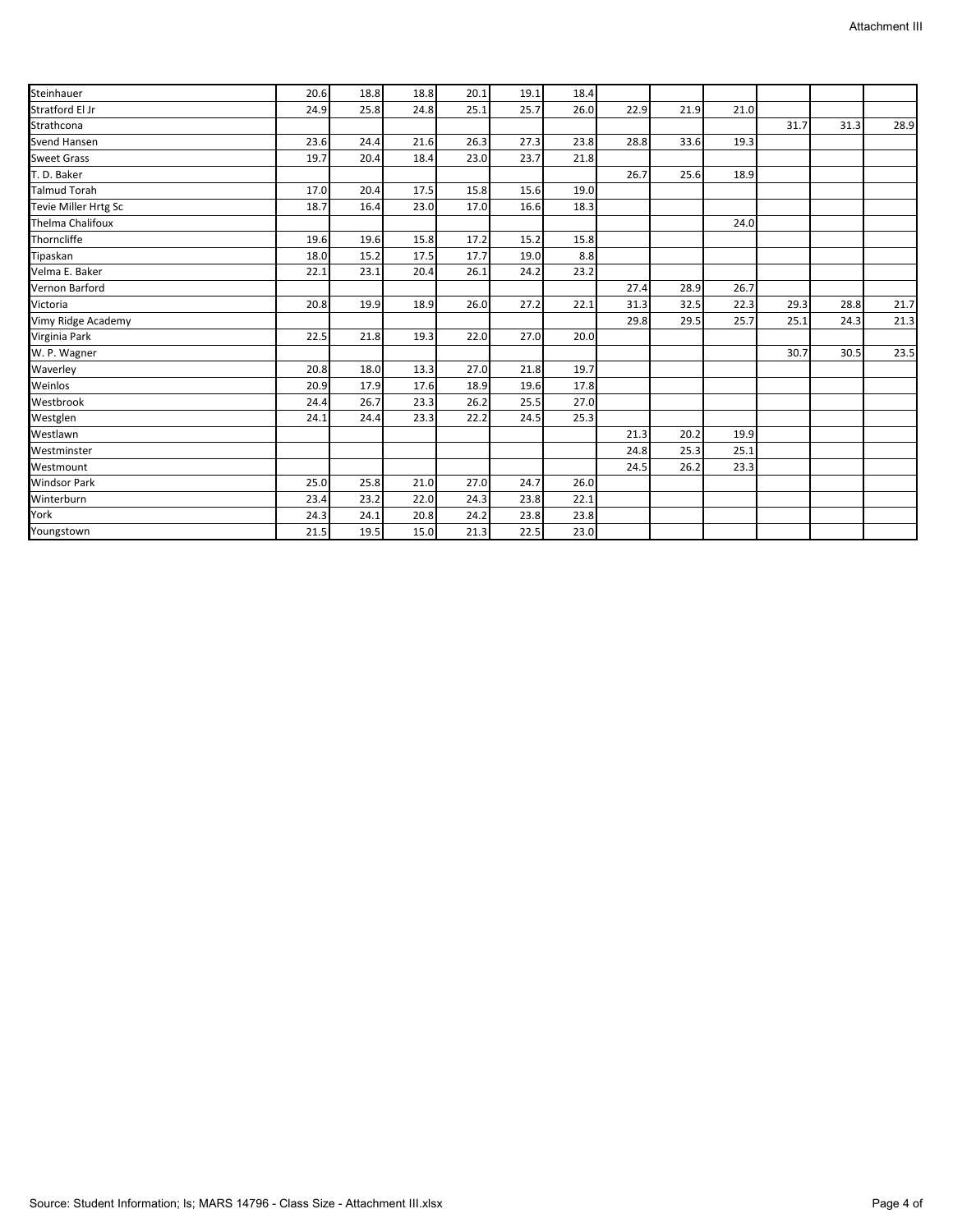| | | | | | | | | | | | | |
|---|---|---|---|---|---|---|---|---|---|---|---|---|
| Steinhauer | 20.6 | 18.8 | 18.8 | 20.1 | 19.1 | 18.4 | | | | | | |
| Stratford El Jr | 24.9 | 25.8 | 24.8 | 25.1 | 25.7 | 26.0 | 22.9 | 21.9 | 21.0 | | | |
| Strathcona | | | | | | | | | | 31.7 | 31.3 | 28.9 |
| Svend Hansen | 23.6 | 24.4 | 21.6 | 26.3 | 27.3 | 23.8 | 28.8 | 33.6 | 19.3 | | | |
| Sweet Grass | 19.7 | 20.4 | 18.4 | 23.0 | 23.7 | 21.8 | | | | | | |
| T. D. Baker | | | | | | | 26.7 | 25.6 | 18.9 | | | |
| Talmud Torah | 17.0 | 20.4 | 17.5 | 15.8 | 15.6 | 19.0 | | | | | | |
| Tevie Miller Hrtg Sc | 18.7 | 16.4 | 23.0 | 17.0 | 16.6 | 18.3 | | | | | | |
| Thelma Chalifoux | | | | | | | | | 24.0 | | | |
| Thorncliffe | 19.6 | 19.6 | 15.8 | 17.2 | 15.2 | 15.8 | | | | | | |
| Tipaskan | 18.0 | 15.2 | 17.5 | 17.7 | 19.0 | 8.8 | | | | | | |
| Velma E. Baker | 22.1 | 23.1 | 20.4 | 26.1 | 24.2 | 23.2 | | | | | | |
| Vernon Barford | | | | | | | 27.4 | 28.9 | 26.7 | | | |
| Victoria | 20.8 | 19.9 | 18.9 | 26.0 | 27.2 | 22.1 | 31.3 | 32.5 | 22.3 | 29.3 | 28.8 | 21.7 |
| Vimy Ridge Academy | | | | | | | 29.8 | 29.5 | 25.7 | 25.1 | 24.3 | 21.3 |
| Virginia Park | 22.5 | 21.8 | 19.3 | 22.0 | 27.0 | 20.0 | | | | | | |
| W. P. Wagner | | | | | | | | | | 30.7 | 30.5 | 23.5 |
| Waverley | 20.8 | 18.0 | 13.3 | 27.0 | 21.8 | 19.7 | | | | | | |
| Weinlos | 20.9 | 17.9 | 17.6 | 18.9 | 19.6 | 17.8 | | | | | | |
| Westbrook | 24.4 | 26.7 | 23.3 | 26.2 | 25.5 | 27.0 | | | | | | |
| Westglen | 24.1 | 24.4 | 23.3 | 22.2 | 24.5 | 25.3 | | | | | | |
| Westlawn | | | | | | | 21.3 | 20.2 | 19.9 | | | |
| Westminster | | | | | | | 24.8 | 25.3 | 25.1 | | | |
| Westmount | | | | | | | 24.5 | 26.2 | 23.3 | | | |
| Windsor Park | 25.0 | 25.8 | 21.0 | 27.0 | 24.7 | 26.0 | | | | | | |
| Winterburn | 23.4 | 23.2 | 22.0 | 24.3 | 23.8 | 22.1 | | | | | | |
| York | 24.3 | 24.1 | 20.8 | 24.2 | 23.8 | 23.8 | | | | | | |
| Youngstown | 21.5 | 19.5 | 15.0 | 21.3 | 22.5 | 23.0 | | | | | | |

Source: Student Information; ls; MARS 14796 - Class Size - Attachment III.xlsx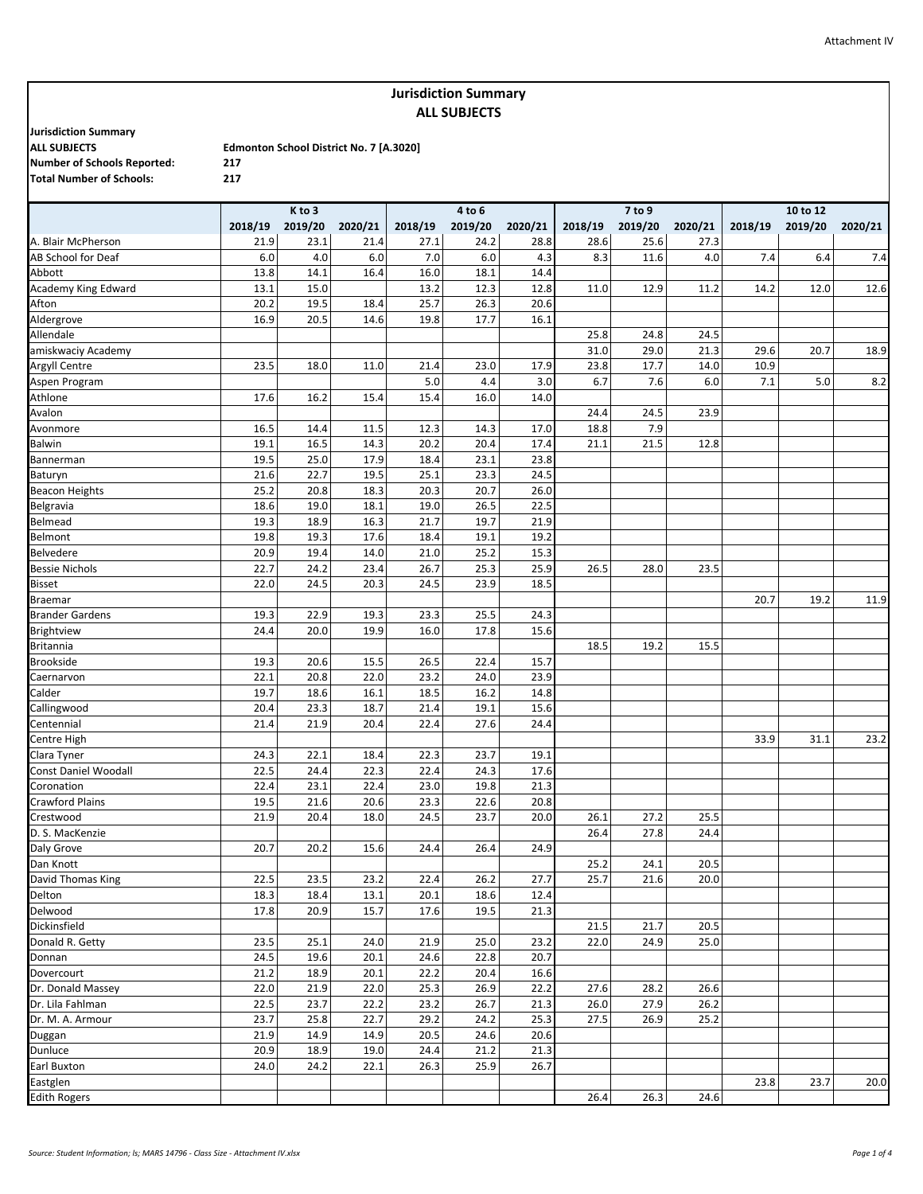Attachment IV

## Jurisdiction Summary
## ALL SUBJECTS

**Jurisdiction Summary**
**ALL SUBJECTS** — **Edmonton School District No. 7 [A.3020]**
**Number of Schools Reported:** 217
**Total Number of Schools:** 217

| | K to 3 | | | 4 to 6 | | | 7 to 9 | | | 10 to 12 | | |
|---|---|---|---|---|---|---|---|---|---|---|---|---|
| | 2018/19 | 2019/20 | 2020/21 | 2018/19 | 2019/20 | 2020/21 | 2018/19 | 2019/20 | 2020/21 | 2018/19 | 2019/20 | 2020/21 |
| A. Blair McPherson | 21.9 | 23.1 | 21.4 | 27.1 | 24.2 | 28.8 | 28.6 | 25.6 | 27.3 | | | |
| AB School for Deaf | 6.0 | 4.0 | 6.0 | 7.0 | 6.0 | 4.3 | 8.3 | 11.6 | 4.0 | 7.4 | 6.4 | 7.4 |
| Abbott | 13.8 | 14.1 | 16.4 | 16.0 | 18.1 | 14.4 | | | | | | |
| Academy King Edward | 13.1 | 15.0 | | 13.2 | 12.3 | 12.8 | 11.0 | 12.9 | 11.2 | 14.2 | 12.0 | 12.6 |
| Afton | 20.2 | 19.5 | 18.4 | 25.7 | 26.3 | 20.6 | | | | | | |
| Aldergrove | 16.9 | 20.5 | 14.6 | 19.8 | 17.7 | 16.1 | | | | | | |
| Allendale | | | | | | | 25.8 | 24.8 | 24.5 | | | |
| amiskwaciy Academy | | | | | | | 31.0 | 29.0 | 21.3 | 29.6 | 20.7 | 18.9 |
| Argyll Centre | 23.5 | 18.0 | 11.0 | 21.4 | 23.0 | 17.9 | 23.8 | 17.7 | 14.0 | 10.9 | | |
| Aspen Program | | | | 5.0 | 4.4 | 3.0 | 6.7 | 7.6 | 6.0 | 7.1 | 5.0 | 8.2 |
| Athlone | 17.6 | 16.2 | 15.4 | 15.4 | 16.0 | 14.0 | | | | | | |
| Avalon | | | | | | | 24.4 | 24.5 | 23.9 | | | |
| Avonmore | 16.5 | 14.4 | 11.5 | 12.3 | 14.3 | 17.0 | 18.8 | 7.9 | | | | |
| Balwin | 19.1 | 16.5 | 14.3 | 20.2 | 20.4 | 17.4 | 21.1 | 21.5 | 12.8 | | | |
| Bannerman | 19.5 | 25.0 | 17.9 | 18.4 | 23.1 | 23.8 | | | | | | |
| Baturyn | 21.6 | 22.7 | 19.5 | 25.1 | 23.3 | 24.5 | | | | | | |
| Beacon Heights | 25.2 | 20.8 | 18.3 | 20.3 | 20.7 | 26.0 | | | | | | |
| Belgravia | 18.6 | 19.0 | 18.1 | 19.0 | 26.5 | 22.5 | | | | | | |
| Belmead | 19.3 | 18.9 | 16.3 | 21.7 | 19.7 | 21.9 | | | | | | |
| Belmont | 19.8 | 19.3 | 17.6 | 18.4 | 19.1 | 19.2 | | | | | | |
| Belvedere | 20.9 | 19.4 | 14.0 | 21.0 | 25.2 | 15.3 | | | | | | |
| Bessie Nichols | 22.7 | 24.2 | 23.4 | 26.7 | 25.3 | 25.9 | 26.5 | 28.0 | 23.5 | | | |
| Bisset | 22.0 | 24.5 | 20.3 | 24.5 | 23.9 | 18.5 | | | | | | |
| Braemar | | | | | | | | | | 20.7 | 19.2 | 11.9 |
| Brander Gardens | 19.3 | 22.9 | 19.3 | 23.3 | 25.5 | 24.3 | | | | | | |
| Brightview | 24.4 | 20.0 | 19.9 | 16.0 | 17.8 | 15.6 | | | | | | |
| Britannia | | | | | | | 18.5 | 19.2 | 15.5 | | | |
| Brookside | 19.3 | 20.6 | 15.5 | 26.5 | 22.4 | 15.7 | | | | | | |
| Caernarvon | 22.1 | 20.8 | 22.0 | 23.2 | 24.0 | 23.9 | | | | | | |
| Calder | 19.7 | 18.6 | 16.1 | 18.5 | 16.2 | 14.8 | | | | | | |
| Callingwood | 20.4 | 23.3 | 18.7 | 21.4 | 19.1 | 15.6 | | | | | | |
| Centennial | 21.4 | 21.9 | 20.4 | 22.4 | 27.6 | 24.4 | | | | | | |
| Centre High | | | | | | | | | | 33.9 | 31.1 | 23.2 |
| Clara Tyner | 24.3 | 22.1 | 18.4 | 22.3 | 23.7 | 19.1 | | | | | | |
| Const Daniel Woodall | 22.5 | 24.4 | 22.3 | 22.4 | 24.3 | 17.6 | | | | | | |
| Coronation | 22.4 | 23.1 | 22.4 | 23.0 | 19.8 | 21.3 | | | | | | |
| Crawford Plains | 19.5 | 21.6 | 20.6 | 23.3 | 22.6 | 20.8 | | | | | | |
| Crestwood | 21.9 | 20.4 | 18.0 | 24.5 | 23.7 | 20.0 | 26.1 | 27.2 | 25.5 | | | |
| D. S. MacKenzie | | | | | | | 26.4 | 27.8 | 24.4 | | | |
| Daly Grove | 20.7 | 20.2 | 15.6 | 24.4 | 26.4 | 24.9 | | | | | | |
| Dan Knott | | | | | | | 25.2 | 24.1 | 20.5 | | | |
| David Thomas King | 22.5 | 23.5 | 23.2 | 22.4 | 26.2 | 27.7 | 25.7 | 21.6 | 20.0 | | | |
| Delton | 18.3 | 18.4 | 13.1 | 20.1 | 18.6 | 12.4 | | | | | | |
| Delwood | 17.8 | 20.9 | 15.7 | 17.6 | 19.5 | 21.3 | | | | | | |
| Dickinsfield | | | | | | | 21.5 | 21.7 | 20.5 | | | |
| Donald R. Getty | 23.5 | 25.1 | 24.0 | 21.9 | 25.0 | 23.2 | 22.0 | 24.9 | 25.0 | | | |
| Donnan | 24.5 | 19.6 | 20.1 | 24.6 | 22.8 | 20.7 | | | | | | |
| Dovercourt | 21.2 | 18.9 | 20.1 | 22.2 | 20.4 | 16.6 | | | | | | |
| Dr. Donald Massey | 22.0 | 21.9 | 22.0 | 25.3 | 26.9 | 22.2 | 27.6 | 28.2 | 26.6 | | | |
| Dr. Lila Fahlman | 22.5 | 23.7 | 22.2 | 23.2 | 26.7 | 21.3 | 26.0 | 27.9 | 26.2 | | | |
| Dr. M. A. Armour | 23.7 | 25.8 | 22.7 | 29.2 | 24.2 | 25.3 | 27.5 | 26.9 | 25.2 | | | |
| Duggan | 21.9 | 14.9 | 14.9 | 20.5 | 24.6 | 20.6 | | | | | | |
| Dunluce | 20.9 | 18.9 | 19.0 | 24.4 | 21.2 | 21.3 | | | | | | |
| Earl Buxton | 24.0 | 24.2 | 22.1 | 26.3 | 25.9 | 26.7 | | | | | | |
| Eastglen | | | | | | | | | | 23.8 | 23.7 | 20.0 |
| Edith Rogers | | | | | | | 26.4 | 26.3 | 24.6 | | | |

*Source: Student Information; ls; MARS 14796 - Class Size - Attachment IV.xlsx*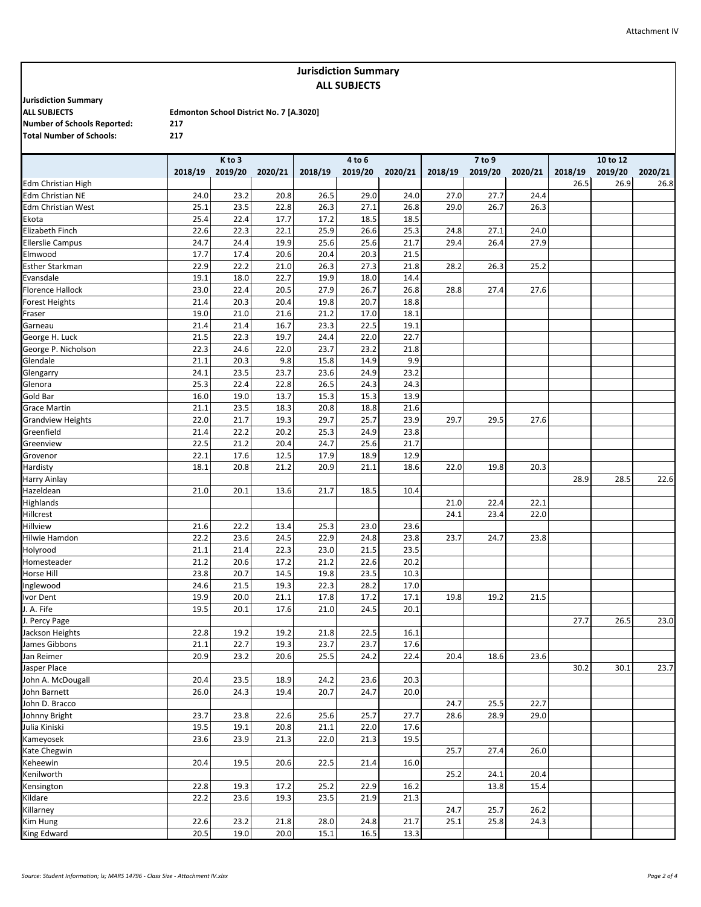Attachment IV

# Jurisdiction Summary
## ALL SUBJECTS

**Jurisdiction Summary**
**ALL SUBJECTS** — **Edmonton School District No. 7 [A.3020]**
**Number of Schools Reported:** 217
**Total Number of Schools:** 217

| | K to 3 | | | 4 to 6 | | | 7 to 9 | | | 10 to 12 | | |
|---|---|---|---|---|---|---|---|---|---|---|---|---|
| | 2018/19 | 2019/20 | 2020/21 | 2018/19 | 2019/20 | 2020/21 | 2018/19 | 2019/20 | 2020/21 | 2018/19 | 2019/20 | 2020/21 |
| Edm Christian High | | | | | | | | | | 26.5 | 26.9 | 26.8 |
| Edm Christian NE | 24.0 | 23.2 | 20.8 | 26.5 | 29.0 | 24.0 | 27.0 | 27.7 | 24.4 | | | |
| Edm Christian West | 25.1 | 23.5 | 22.8 | 26.3 | 27.1 | 26.8 | 29.0 | 26.7 | 26.3 | | | |
| Ekota | 25.4 | 22.4 | 17.7 | 17.2 | 18.5 | 18.5 | | | | | | |
| Elizabeth Finch | 22.6 | 22.3 | 22.1 | 25.9 | 26.6 | 25.3 | 24.8 | 27.1 | 24.0 | | | |
| Ellerslie Campus | 24.7 | 24.4 | 19.9 | 25.6 | 25.6 | 21.7 | 29.4 | 26.4 | 27.9 | | | |
| Elmwood | 17.7 | 17.4 | 20.6 | 20.4 | 20.3 | 21.5 | | | | | | |
| Esther Starkman | 22.9 | 22.2 | 21.0 | 26.3 | 27.3 | 21.8 | 28.2 | 26.3 | 25.2 | | | |
| Evansdale | 19.1 | 18.0 | 22.7 | 19.9 | 18.0 | 14.4 | | | | | | |
| Florence Hallock | 23.0 | 22.4 | 20.5 | 27.9 | 26.7 | 26.8 | 28.8 | 27.4 | 27.6 | | | |
| Forest Heights | 21.4 | 20.3 | 20.4 | 19.8 | 20.7 | 18.8 | | | | | | |
| Fraser | 19.0 | 21.0 | 21.6 | 21.2 | 17.0 | 18.1 | | | | | | |
| Garneau | 21.4 | 21.4 | 16.7 | 23.3 | 22.5 | 19.1 | | | | | | |
| George H. Luck | 21.5 | 22.3 | 19.7 | 24.4 | 22.0 | 22.7 | | | | | | |
| George P. Nicholson | 22.3 | 24.6 | 22.0 | 23.7 | 23.2 | 21.8 | | | | | | |
| Glendale | 21.1 | 20.3 | 9.8 | 15.8 | 14.9 | 9.9 | | | | | | |
| Glengarry | 24.1 | 23.5 | 23.7 | 23.6 | 24.9 | 23.2 | | | | | | |
| Glenora | 25.3 | 22.4 | 22.8 | 26.5 | 24.3 | 24.3 | | | | | | |
| Gold Bar | 16.0 | 19.0 | 13.7 | 15.3 | 15.3 | 13.9 | | | | | | |
| Grace Martin | 21.1 | 23.5 | 18.3 | 20.8 | 18.8 | 21.6 | | | | | | |
| Grandview Heights | 22.0 | 21.7 | 19.3 | 29.7 | 25.7 | 23.9 | 29.7 | 29.5 | 27.6 | | | |
| Greenfield | 21.4 | 22.2 | 20.2 | 25.3 | 24.9 | 23.8 | | | | | | |
| Greenview | 22.5 | 21.2 | 20.4 | 24.7 | 25.6 | 21.7 | | | | | | |
| Grovenor | 22.1 | 17.6 | 12.5 | 17.9 | 18.9 | 12.9 | | | | | | |
| Hardisty | 18.1 | 20.8 | 21.2 | 20.9 | 21.1 | 18.6 | 22.0 | 19.8 | 20.3 | | | |
| Harry Ainlay | | | | | | | | | | 28.9 | 28.5 | 22.6 |
| Hazeldean | 21.0 | 20.1 | 13.6 | 21.7 | 18.5 | 10.4 | | | | | | |
| Highlands | | | | | | | 21.0 | 22.4 | 22.1 | | | |
| Hillcrest | | | | | | | 24.1 | 23.4 | 22.0 | | | |
| Hillview | 21.6 | 22.2 | 13.4 | 25.3 | 23.0 | 23.6 | | | | | | |
| Hilwie Hamdon | 22.2 | 23.6 | 24.5 | 22.9 | 24.8 | 23.8 | 23.7 | 24.7 | 23.8 | | | |
| Holyrood | 21.1 | 21.4 | 22.3 | 23.0 | 21.5 | 23.5 | | | | | | |
| Homesteader | 21.2 | 20.6 | 17.2 | 21.2 | 22.6 | 20.2 | | | | | | |
| Horse Hill | 23.8 | 20.7 | 14.5 | 19.8 | 23.5 | 10.3 | | | | | | |
| Inglewood | 24.6 | 21.5 | 19.3 | 22.3 | 28.2 | 17.0 | | | | | | |
| Ivor Dent | 19.9 | 20.0 | 21.1 | 17.8 | 17.2 | 17.1 | 19.8 | 19.2 | 21.5 | | | |
| J. A. Fife | 19.5 | 20.1 | 17.6 | 21.0 | 24.5 | 20.1 | | | | | | |
| J. Percy Page | | | | | | | | | | 27.7 | 26.5 | 23.0 |
| Jackson Heights | 22.8 | 19.2 | 19.2 | 21.8 | 22.5 | 16.1 | | | | | | |
| James Gibbons | 21.1 | 22.7 | 19.3 | 23.7 | 23.7 | 17.6 | | | | | | |
| Jan Reimer | 20.9 | 23.2 | 20.6 | 25.5 | 24.2 | 22.4 | 20.4 | 18.6 | 23.6 | | | |
| Jasper Place | | | | | | | | | | 30.2 | 30.1 | 23.7 |
| John A. McDougall | 20.4 | 23.5 | 18.9 | 24.2 | 23.6 | 20.3 | | | | | | |
| John Barnett | 26.0 | 24.3 | 19.4 | 20.7 | 24.7 | 20.0 | | | | | | |
| John D. Bracco | | | | | | | 24.7 | 25.5 | 22.7 | | | |
| Johnny Bright | 23.7 | 23.8 | 22.6 | 25.6 | 25.7 | 27.7 | 28.6 | 28.9 | 29.0 | | | |
| Julia Kiniski | 19.5 | 19.1 | 20.8 | 21.1 | 22.0 | 17.6 | | | | | | |
| Kameyosek | 23.6 | 23.9 | 21.3 | 22.0 | 21.3 | 19.5 | | | | | | |
| Kate Chegwin | | | | | | | 25.7 | 27.4 | 26.0 | | | |
| Keheewin | 20.4 | 19.5 | 20.6 | 22.5 | 21.4 | 16.0 | | | | | | |
| Kenilworth | | | | | | | 25.2 | 24.1 | 20.4 | | | |
| Kensington | 22.8 | 19.3 | 17.2 | 25.2 | 22.9 | 16.2 | | 13.8 | 15.4 | | | |
| Kildare | 22.2 | 23.6 | 19.3 | 23.5 | 21.9 | 21.3 | | | | | | |
| Killarney | | | | | | | 24.7 | 25.7 | 26.2 | | | |
| Kim Hung | 22.6 | 23.2 | 21.8 | 28.0 | 24.8 | 21.7 | 25.1 | 25.8 | 24.3 | | | |
| King Edward | 20.5 | 19.0 | 20.0 | 15.1 | 16.5 | 13.3 | | | | | | |

*Source: Student Information; ls; MARS 14796 - Class Size - Attachment IV.xlsx*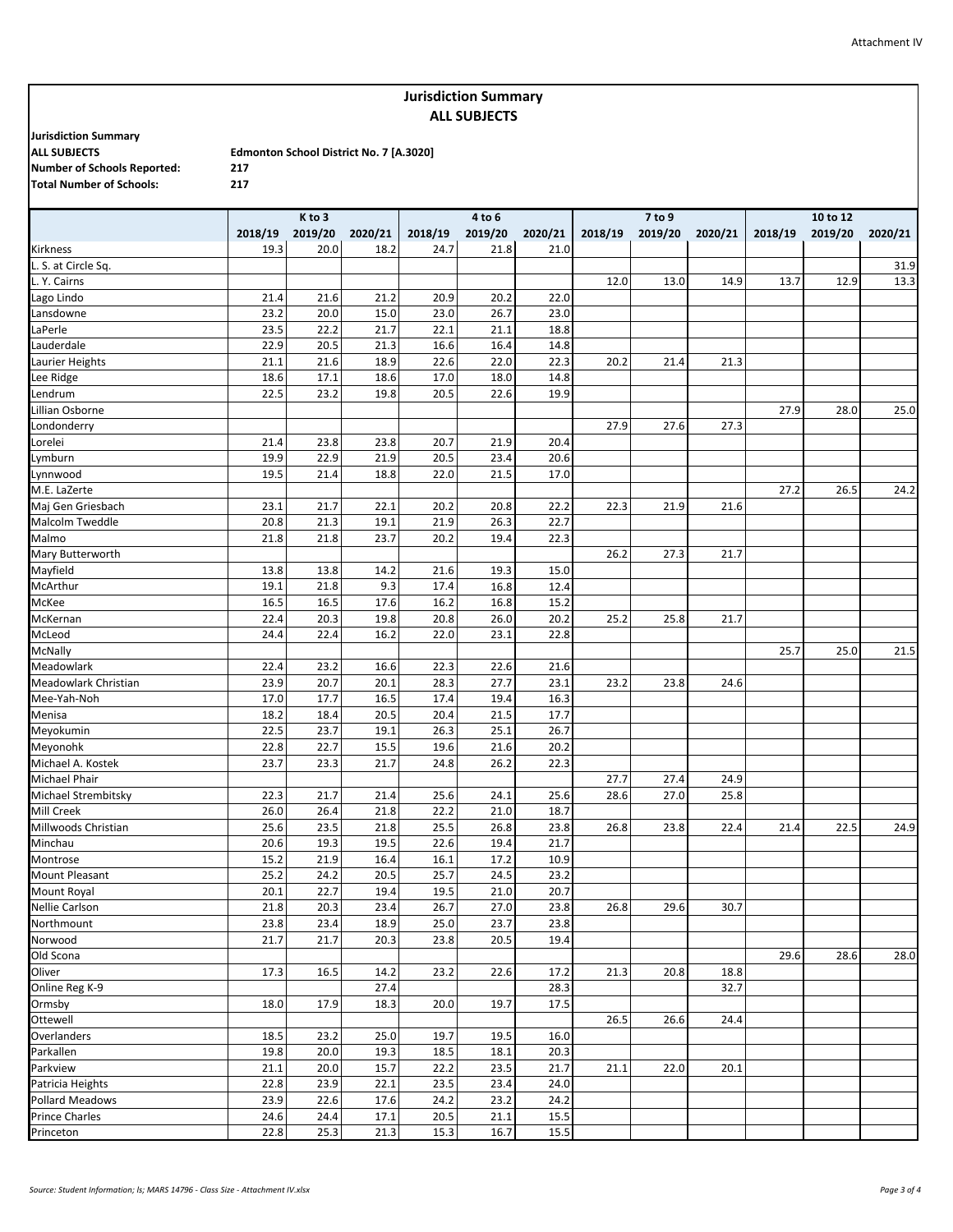Attachment IV

# Jurisdiction Summary
## ALL SUBJECTS

**Jurisdiction Summary**
**ALL SUBJECTS** Edmonton School District No. 7 [A.3020]
**Number of Schools Reported:** 217
**Total Number of Schools:** 217

| | K to 3 | | | 4 to 6 | | | 7 to 9 | | | 10 to 12 | | |
|---|---|---|---|---|---|---|---|---|---|---|---|---|
| | 2018/19 | 2019/20 | 2020/21 | 2018/19 | 2019/20 | 2020/21 | 2018/19 | 2019/20 | 2020/21 | 2018/19 | 2019/20 | 2020/21 |
| Kirkness | 19.3 | 20.0 | 18.2 | 24.7 | 21.8 | 21.0 | | | | | | |
| L. S. at Circle Sq. | | | | | | | | | | | | 31.9 |
| L. Y. Cairns | | | | | | | 12.0 | 13.0 | 14.9 | 13.7 | 12.9 | 13.3 |
| Lago Lindo | 21.4 | 21.6 | 21.2 | 20.9 | 20.2 | 22.0 | | | | | | |
| Lansdowne | 23.2 | 20.0 | 15.0 | 23.0 | 26.7 | 23.0 | | | | | | |
| LaPerle | 23.5 | 22.2 | 21.7 | 22.1 | 21.1 | 18.8 | | | | | | |
| Lauderdale | 22.9 | 20.5 | 21.3 | 16.6 | 16.4 | 14.8 | | | | | | |
| Laurier Heights | 21.1 | 21.6 | 18.9 | 22.6 | 22.0 | 22.3 | 20.2 | 21.4 | 21.3 | | | |
| Lee Ridge | 18.6 | 17.1 | 18.6 | 17.0 | 18.0 | 14.8 | | | | | | |
| Lendrum | 22.5 | 23.2 | 19.8 | 20.5 | 22.6 | 19.9 | | | | | | |
| Lillian Osborne | | | | | | | | | | 27.9 | 28.0 | 25.0 |
| Londonderry | | | | | | | 27.9 | 27.6 | 27.3 | | | |
| Lorelei | 21.4 | 23.8 | 23.8 | 20.7 | 21.9 | 20.4 | | | | | | |
| Lymburn | 19.9 | 22.9 | 21.9 | 20.5 | 23.4 | 20.6 | | | | | | |
| Lynnwood | 19.5 | 21.4 | 18.8 | 22.0 | 21.5 | 17.0 | | | | | | |
| M.E. LaZerte | | | | | | | | | | 27.2 | 26.5 | 24.2 |
| Maj Gen Griesbach | 23.1 | 21.7 | 22.1 | 20.2 | 20.8 | 22.2 | 22.3 | 21.9 | 21.6 | | | |
| Malcolm Tweddle | 20.8 | 21.3 | 19.1 | 21.9 | 26.3 | 22.7 | | | | | | |
| Malmo | 21.8 | 21.8 | 23.7 | 20.2 | 19.4 | 22.3 | | | | | | |
| Mary Butterworth | | | | | | | 26.2 | 27.3 | 21.7 | | | |
| Mayfield | 13.8 | 13.8 | 14.2 | 21.6 | 19.3 | 15.0 | | | | | | |
| McArthur | 19.1 | 21.8 | 9.3 | 17.4 | 16.8 | 12.4 | | | | | | |
| McKee | 16.5 | 16.5 | 17.6 | 16.2 | 16.8 | 15.2 | | | | | | |
| McKernan | 22.4 | 20.3 | 19.8 | 20.8 | 26.0 | 20.2 | 25.2 | 25.8 | 21.7 | | | |
| McLeod | 24.4 | 22.4 | 16.2 | 22.0 | 23.1 | 22.8 | | | | | | |
| McNally | | | | | | | | | | 25.7 | 25.0 | 21.5 |
| Meadowlark | 22.4 | 23.2 | 16.6 | 22.3 | 22.6 | 21.6 | | | | | | |
| Meadowlark Christian | 23.9 | 20.7 | 20.1 | 28.3 | 27.7 | 23.1 | 23.2 | 23.8 | 24.6 | | | |
| Mee-Yah-Noh | 17.0 | 17.7 | 16.5 | 17.4 | 19.4 | 16.3 | | | | | | |
| Menisa | 18.2 | 18.4 | 20.5 | 20.4 | 21.5 | 17.7 | | | | | | |
| Meyokumin | 22.5 | 23.7 | 19.1 | 26.3 | 25.1 | 26.7 | | | | | | |
| Meyonohk | 22.8 | 22.7 | 15.5 | 19.6 | 21.6 | 20.2 | | | | | | |
| Michael A. Kostek | 23.7 | 23.3 | 21.7 | 24.8 | 26.2 | 22.3 | | | | | | |
| Michael Phair | | | | | | | 27.7 | 27.4 | 24.9 | | | |
| Michael Strembitsky | 22.3 | 21.7 | 21.4 | 25.6 | 24.1 | 25.6 | 28.6 | 27.0 | 25.8 | | | |
| Mill Creek | 26.0 | 26.4 | 21.8 | 22.2 | 21.0 | 18.7 | | | | | | |
| Millwoods Christian | 25.6 | 23.5 | 21.8 | 25.5 | 26.8 | 23.8 | 26.8 | 23.8 | 22.4 | 21.4 | 22.5 | 24.9 |
| Minchau | 20.6 | 19.3 | 19.5 | 22.6 | 19.4 | 21.7 | | | | | | |
| Montrose | 15.2 | 21.9 | 16.4 | 16.1 | 17.2 | 10.9 | | | | | | |
| Mount Pleasant | 25.2 | 24.2 | 20.5 | 25.7 | 24.5 | 23.2 | | | | | | |
| Mount Royal | 20.1 | 22.7 | 19.4 | 19.5 | 21.0 | 20.7 | | | | | | |
| Nellie Carlson | 21.8 | 20.3 | 23.4 | 26.7 | 27.0 | 23.8 | 26.8 | 29.6 | 30.7 | | | |
| Northmount | 23.8 | 23.4 | 18.9 | 25.0 | 23.7 | 23.8 | | | | | | |
| Norwood | 21.7 | 21.7 | 20.3 | 23.8 | 20.5 | 19.4 | | | | | | |
| Old Scona | | | | | | | | | | 29.6 | 28.6 | 28.0 |
| Oliver | 17.3 | 16.5 | 14.2 | 23.2 | 22.6 | 17.2 | 21.3 | 20.8 | 18.8 | | | |
| Online Reg K-9 | | | 27.4 | | | 28.3 | | | 32.7 | | | |
| Ormsby | 18.0 | 17.9 | 18.3 | 20.0 | 19.7 | 17.5 | | | | | | |
| Ottewell | | | | | | | 26.5 | 26.6 | 24.4 | | | |
| Overlanders | 18.5 | 23.2 | 25.0 | 19.7 | 19.5 | 16.0 | | | | | | |
| Parkallen | 19.8 | 20.0 | 19.3 | 18.5 | 18.1 | 20.3 | | | | | | |
| Parkview | 21.1 | 20.0 | 15.7 | 22.2 | 23.5 | 21.7 | 21.1 | 22.0 | 20.1 | | | |
| Patricia Heights | 22.8 | 23.9 | 22.1 | 23.5 | 23.4 | 24.0 | | | | | | |
| Pollard Meadows | 23.9 | 22.6 | 17.6 | 24.2 | 23.2 | 24.2 | | | | | | |
| Prince Charles | 24.6 | 24.4 | 17.1 | 20.5 | 21.1 | 15.5 | | | | | | |
| Princeton | 22.8 | 25.3 | 21.3 | 15.3 | 16.7 | 15.5 | | | | | | |

*Source: Student Information; ls; MARS 14796 - Class Size - Attachment IV.xlsx*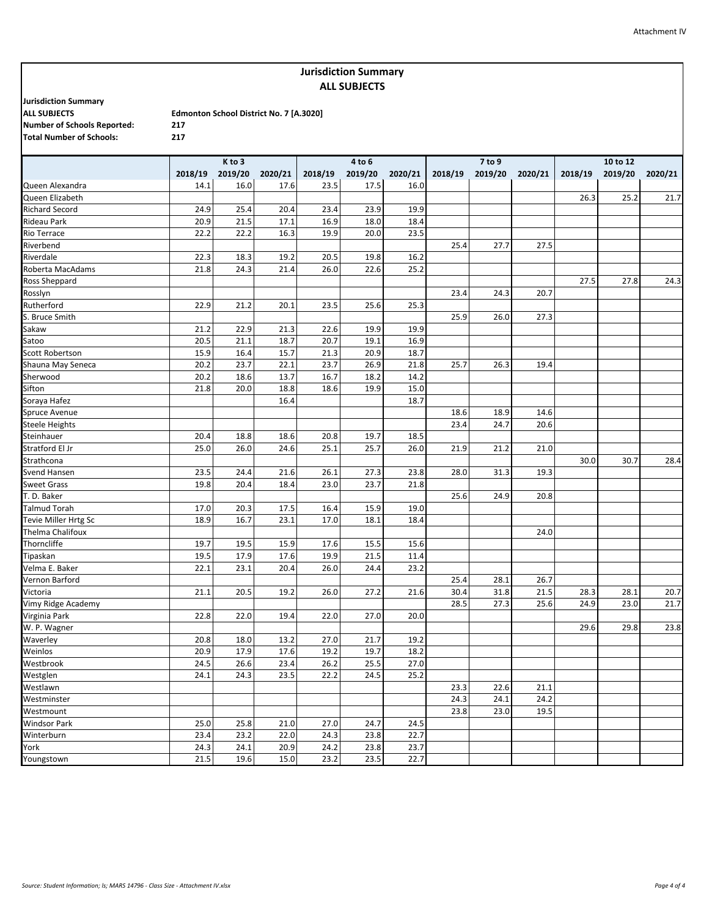Attachment IV

## Jurisdiction Summary
## ALL SUBJECTS

**Jurisdiction Summary**
**ALL SUBJECTS** Edmonton School District No. 7 [A.3020]
**Number of Schools Reported:** 217
**Total Number of Schools:** 217

| | K to 3 | | | 4 to 6 | | | 7 to 9 | | | 10 to 12 | | |
|---|---|---|---|---|---|---|---|---|---|---|---|---|
| | 2018/19 | 2019/20 | 2020/21 | 2018/19 | 2019/20 | 2020/21 | 2018/19 | 2019/20 | 2020/21 | 2018/19 | 2019/20 | 2020/21 |
| Queen Alexandra | 14.1 | 16.0 | 17.6 | 23.5 | 17.5 | 16.0 | | | | | | |
| Queen Elizabeth | | | | | | | | | | 26.3 | 25.2 | 21.7 |
| Richard Secord | 24.9 | 25.4 | 20.4 | 23.4 | 23.9 | 19.9 | | | | | | |
| Rideau Park | 20.9 | 21.5 | 17.1 | 16.9 | 18.0 | 18.4 | | | | | | |
| Rio Terrace | 22.2 | 22.2 | 16.3 | 19.9 | 20.0 | 23.5 | | | | | | |
| Riverbend | | | | | | | 25.4 | 27.7 | 27.5 | | | |
| Riverdale | 22.3 | 18.3 | 19.2 | 20.5 | 19.8 | 16.2 | | | | | | |
| Roberta MacAdams | 21.8 | 24.3 | 21.4 | 26.0 | 22.6 | 25.2 | | | | | | |
| Ross Sheppard | | | | | | | | | | 27.5 | 27.8 | 24.3 |
| Rosslyn | | | | | | | 23.4 | 24.3 | 20.7 | | | |
| Rutherford | 22.9 | 21.2 | 20.1 | 23.5 | 25.6 | 25.3 | | | | | | |
| S. Bruce Smith | | | | | | | 25.9 | 26.0 | 27.3 | | | |
| Sakaw | 21.2 | 22.9 | 21.3 | 22.6 | 19.9 | 19.9 | | | | | | |
| Satoo | 20.5 | 21.1 | 18.7 | 20.7 | 19.1 | 16.9 | | | | | | |
| Scott Robertson | 15.9 | 16.4 | 15.7 | 21.3 | 20.9 | 18.7 | | | | | | |
| Shauna May Seneca | 20.2 | 23.7 | 22.1 | 23.7 | 26.9 | 21.8 | 25.7 | 26.3 | 19.4 | | | |
| Sherwood | 20.2 | 18.6 | 13.7 | 16.7 | 18.2 | 14.2 | | | | | | |
| Sifton | 21.8 | 20.0 | 18.8 | 18.6 | 19.9 | 15.0 | | | | | | |
| Soraya Hafez | | | 16.4 | | | 18.7 | | | | | | |
| Spruce Avenue | | | | | | | 18.6 | 18.9 | 14.6 | | | |
| Steele Heights | | | | | | | 23.4 | 24.7 | 20.6 | | | |
| Steinhauer | 20.4 | 18.8 | 18.6 | 20.8 | 19.7 | 18.5 | | | | | | |
| Stratford El Jr | 25.0 | 26.0 | 24.6 | 25.1 | 25.7 | 26.0 | 21.9 | 21.2 | 21.0 | | | |
| Strathcona | | | | | | | | | | 30.0 | 30.7 | 28.4 |
| Svend Hansen | 23.5 | 24.4 | 21.6 | 26.1 | 27.3 | 23.8 | 28.0 | 31.3 | 19.3 | | | |
| Sweet Grass | 19.8 | 20.4 | 18.4 | 23.0 | 23.7 | 21.8 | | | | | | |
| T. D. Baker | | | | | | | 25.6 | 24.9 | 20.8 | | | |
| Talmud Torah | 17.0 | 20.3 | 17.5 | 16.4 | 15.9 | 19.0 | | | | | | |
| Tevie Miller Hrtg Sc | 18.9 | 16.7 | 23.1 | 17.0 | 18.1 | 18.4 | | | | | | |
| Thelma Chalifoux | | | | | | | | | 24.0 | | | |
| Thorncliffe | 19.7 | 19.5 | 15.9 | 17.6 | 15.5 | 15.6 | | | | | | |
| Tipaskan | 19.5 | 17.9 | 17.6 | 19.9 | 21.5 | 11.4 | | | | | | |
| Velma E. Baker | 22.1 | 23.1 | 20.4 | 26.0 | 24.4 | 23.2 | | | | | | |
| Vernon Barford | | | | | | | 25.4 | 28.1 | 26.7 | | | |
| Victoria | 21.1 | 20.5 | 19.2 | 26.0 | 27.2 | 21.6 | 30.4 | 31.8 | 21.5 | 28.3 | 28.1 | 20.7 |
| Vimy Ridge Academy | | | | | | | 28.5 | 27.3 | 25.6 | 24.9 | 23.0 | 21.7 |
| Virginia Park | 22.8 | 22.0 | 19.4 | 22.0 | 27.0 | 20.0 | | | | | | |
| W. P. Wagner | | | | | | | | | | 29.6 | 29.8 | 23.8 |
| Waverley | 20.8 | 18.0 | 13.2 | 27.0 | 21.7 | 19.2 | | | | | | |
| Weinlos | 20.9 | 17.9 | 17.6 | 19.2 | 19.7 | 18.2 | | | | | | |
| Westbrook | 24.5 | 26.6 | 23.4 | 26.2 | 25.5 | 27.0 | | | | | | |
| Westglen | 24.1 | 24.3 | 23.5 | 22.2 | 24.5 | 25.2 | | | | | | |
| Westlawn | | | | | | | 23.3 | 22.6 | 21.1 | | | |
| Westminster | | | | | | | 24.3 | 24.1 | 24.2 | | | |
| Westmount | | | | | | | 23.8 | 23.0 | 19.5 | | | |
| Windsor Park | 25.0 | 25.8 | 21.0 | 27.0 | 24.7 | 24.5 | | | | | | |
| Winterburn | 23.4 | 23.2 | 22.0 | 24.3 | 23.8 | 22.7 | | | | | | |
| York | 24.3 | 24.1 | 20.9 | 24.2 | 23.8 | 23.7 | | | | | | |
| Youngstown | 21.5 | 19.6 | 15.0 | 23.2 | 23.5 | 22.7 | | | | | | |

*Source: Student Information; ls; MARS 14796 - Class Size - Attachment IV.xlsx*